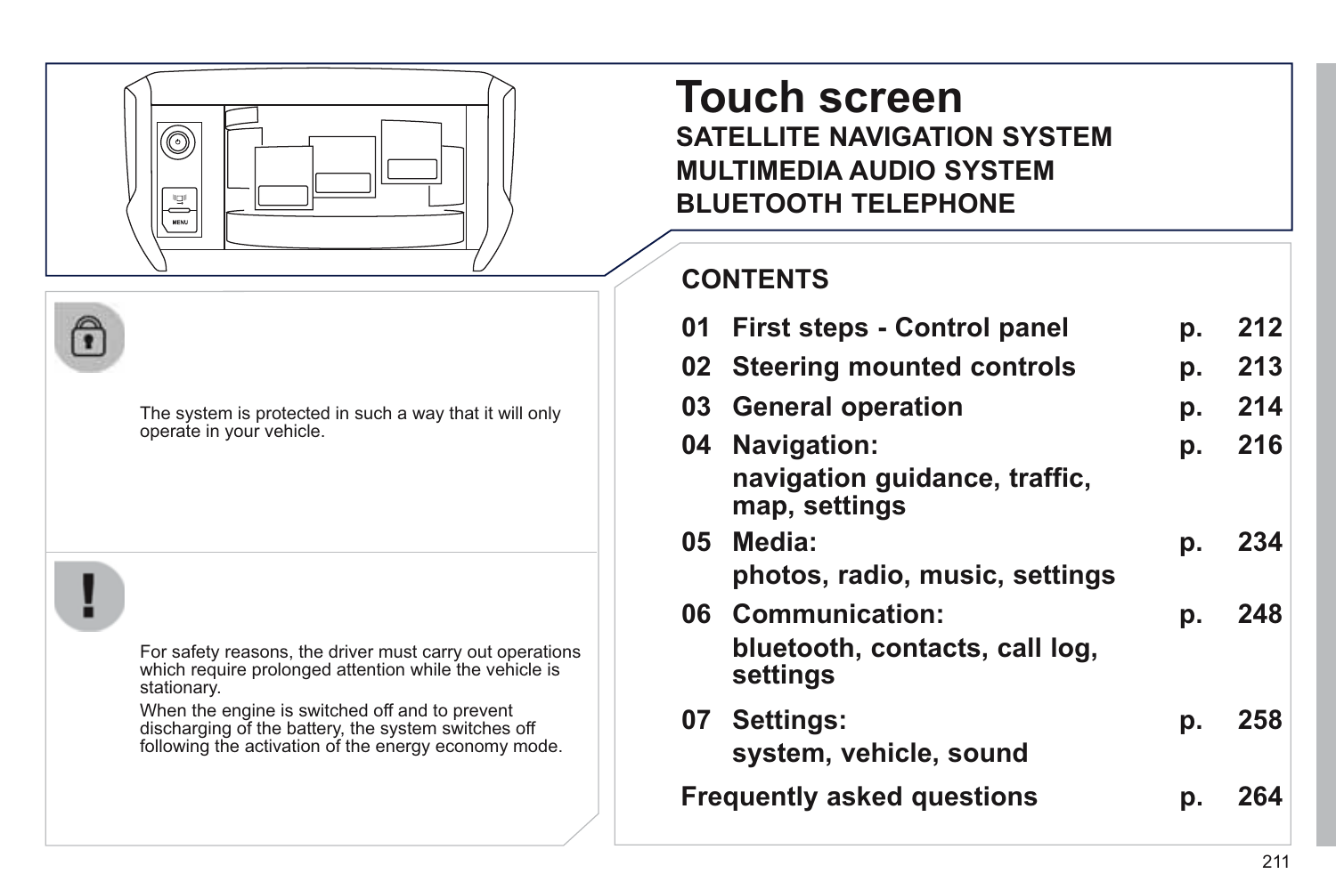# Touch screen

## SATELLITE NAVIGATION SYSTEM
## MULTIMEDIA AUDIO SYSTEM
## BLUETOOTH TELEPHONE

The system is protected in such a way that it will only operate in your vehicle.

For safety reasons, the driver must carry out operations which require prolonged attention while the vehicle is stationary.

When the engine is switched off and to prevent discharging of the battery, the system switches off following the activation of the energy economy mode.

## CONTENTS

| | | | |
|---|---|---|---|
| 01 | First steps - Control panel | p. | 212 |
| 02 | Steering mounted controls | p. | 213 |
| 03 | General operation | p. | 214 |
| 04 | Navigation: navigation guidance, traffic, map, settings | p. | 216 |
| 05 | Media: photos, radio, music, settings | p. | 234 |
| 06 | Communication: bluetooth, contacts, call log, settings | p. | 248 |
| 07 | Settings: system, vehicle, sound | p. | 258 |
| | Frequently asked questions | p. | 264 |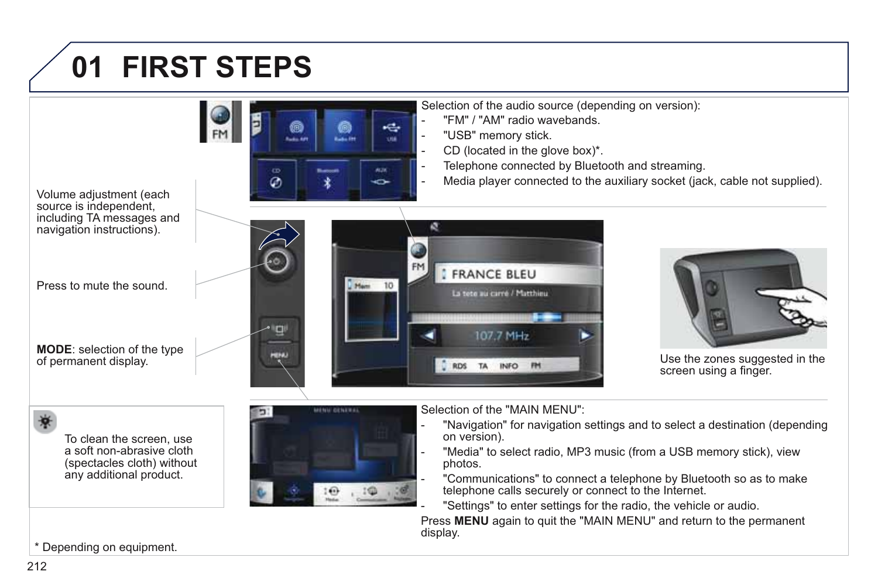# 01 FIRST STEPS

Selection of the audio source (depending on version):

- "FM" / "AM" radio wavebands.
- "USB" memory stick.
- CD (located in the glove box)*.
- Telephone connected by Bluetooth and streaming.
- Media player connected to the auxiliary socket (jack, cable not supplied).

Volume adjustment (each source is independent, including TA messages and navigation instructions).

Press to mute the sound.

**MODE**: selection of the type of permanent display.

Use the zones suggested in the screen using a finger.

To clean the screen, use a soft non-abrasive cloth (spectacles cloth) without any additional product.

Selection of the "MAIN MENU":

- "Navigation" for navigation settings and to select a destination (depending on version).
- "Media" to select radio, MP3 music (from a USB memory stick), view photos.
- "Communications" to connect a telephone by Bluetooth so as to make telephone calls securely or connect to the Internet.
- "Settings" to enter settings for the radio, the vehicle or audio.

Press **MENU** again to quit the "MAIN MENU" and return to the permanent display.

* Depending on equipment.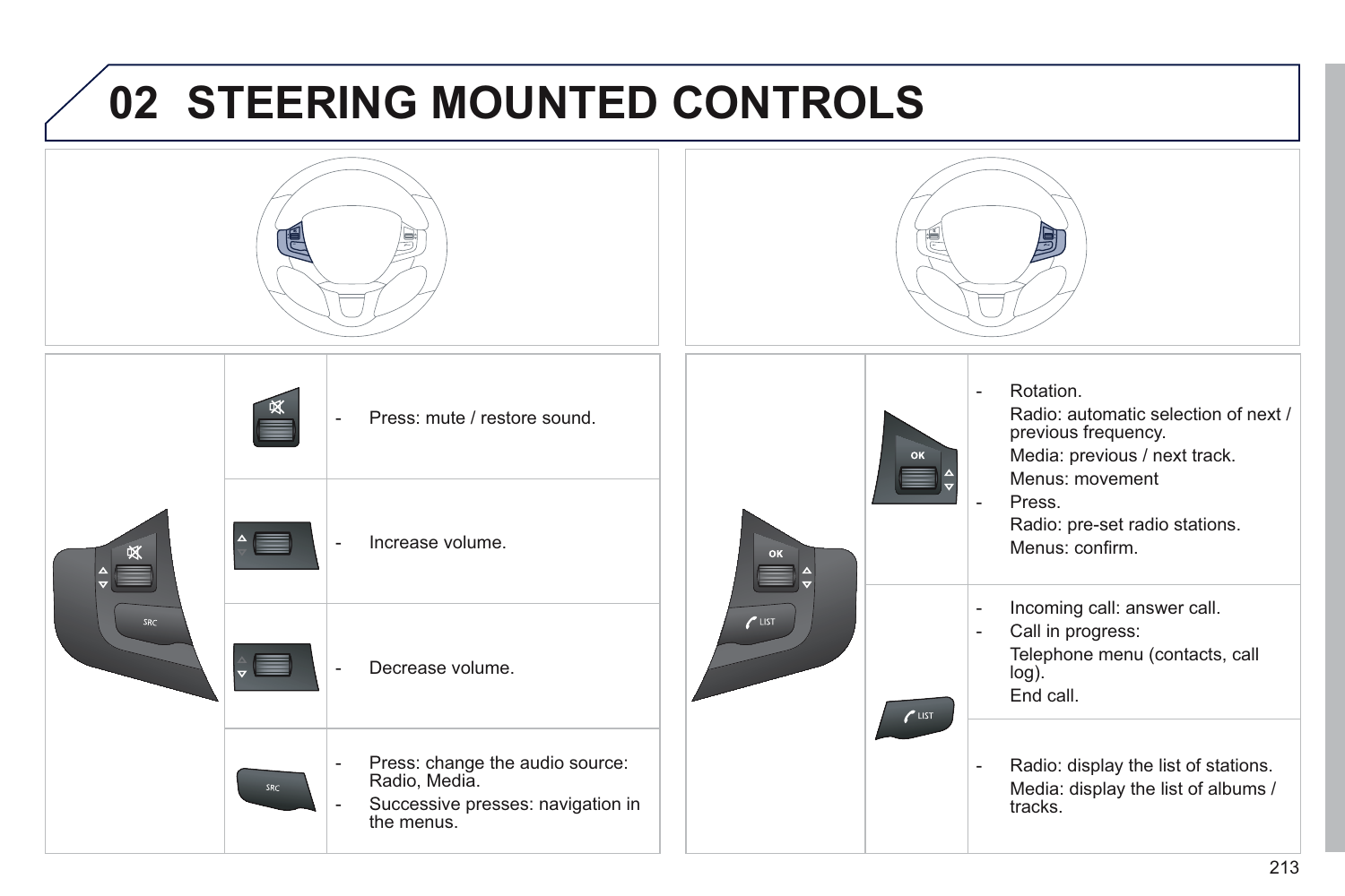# 02 STEERING MOUNTED CONTROLS

| Control | Function |
| --- | --- |
| Mute | - Press: mute / restore sound. |
| Volume up | - Increase volume. |
| Volume down | - Decrease volume. |
| SRC | - Press: change the audio source: Radio, Media.<br>- Successive presses: navigation in the menus. |

| Control | Function |
| --- | --- |
| OK | - Rotation.<br>Radio: automatic selection of next / previous frequency.<br>Media: previous / next track.<br>Menus: movement<br>- Press.<br>Radio: pre-set radio stations.<br>Menus: confirm. |
| LIST | - Incoming call: answer call.<br>- Call in progress:<br>Telephone menu (contacts, call log).<br>End call. |
| | - Radio: display the list of stations.<br>Media: display the list of albums / tracks. |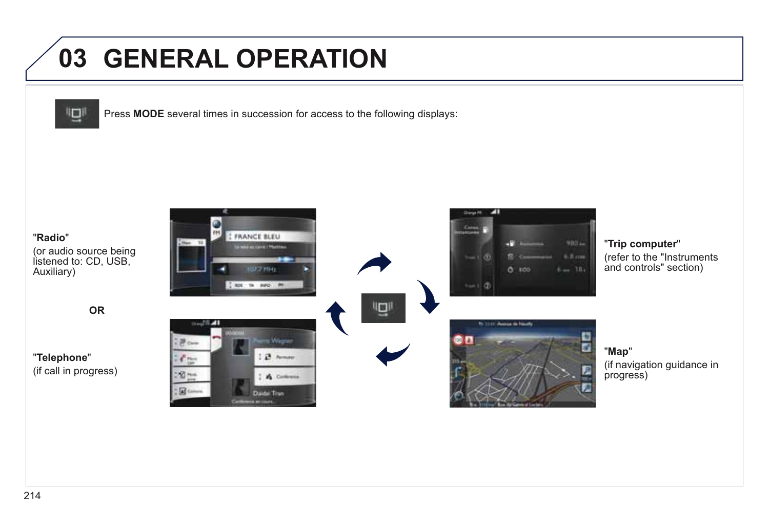# 03 GENERAL OPERATION

Press **MODE** several times in succession for access to the following displays:

"**Radio**"
(or audio source being listened to: CD, USB, Auxiliary)

**OR**

"**Telephone**"
(if call in progress)

"**Trip computer**"
(refer to the "Instruments and controls" section)

"**Map**"
(if navigation guidance in progress)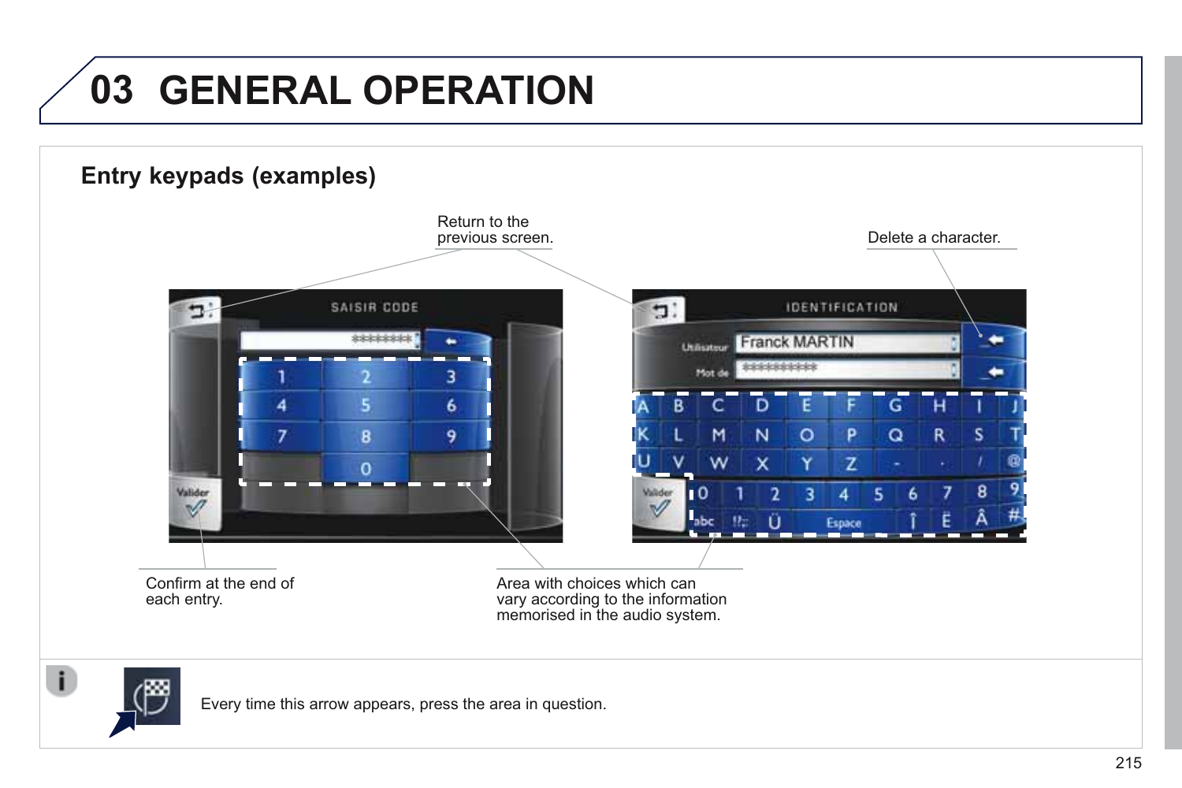# 03 GENERAL OPERATION

## Entry keypads (examples)

Return to the previous screen.

Delete a character.

Confirm at the end of each entry.

Area with choices which can vary according to the information memorised in the audio system.

Every time this arrow appears, press the area in question.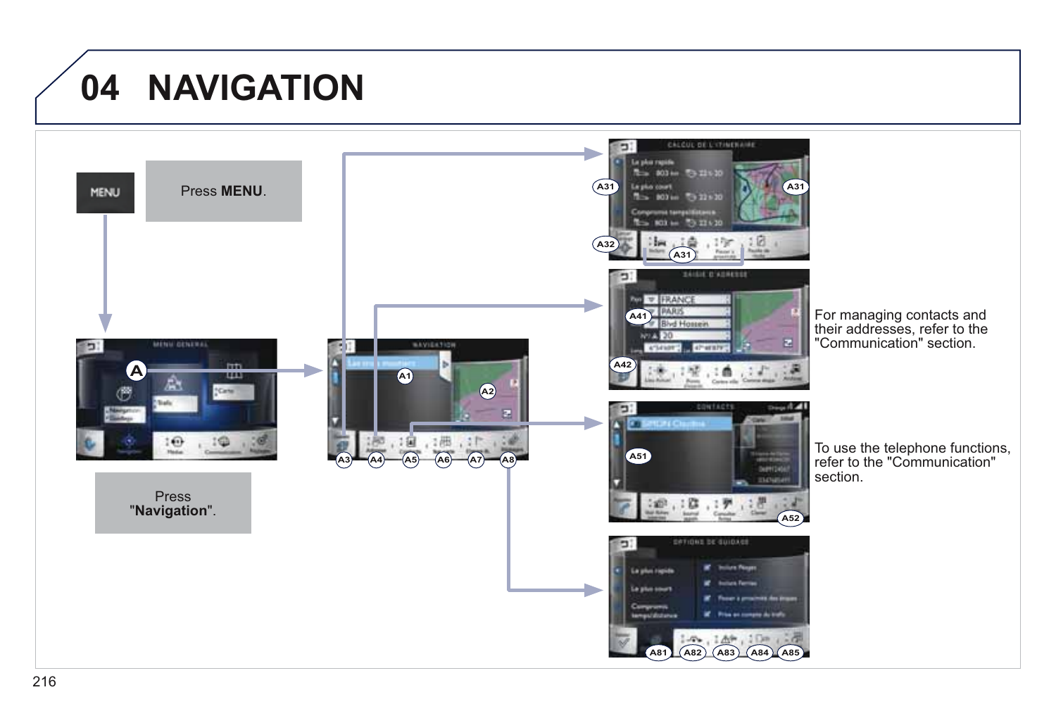# 04 NAVIGATION

Press **MENU**.

Press **"Navigation"**.

For managing contacts and their addresses, refer to the "Communication" section.

To use the telephone functions, refer to the "Communication" section.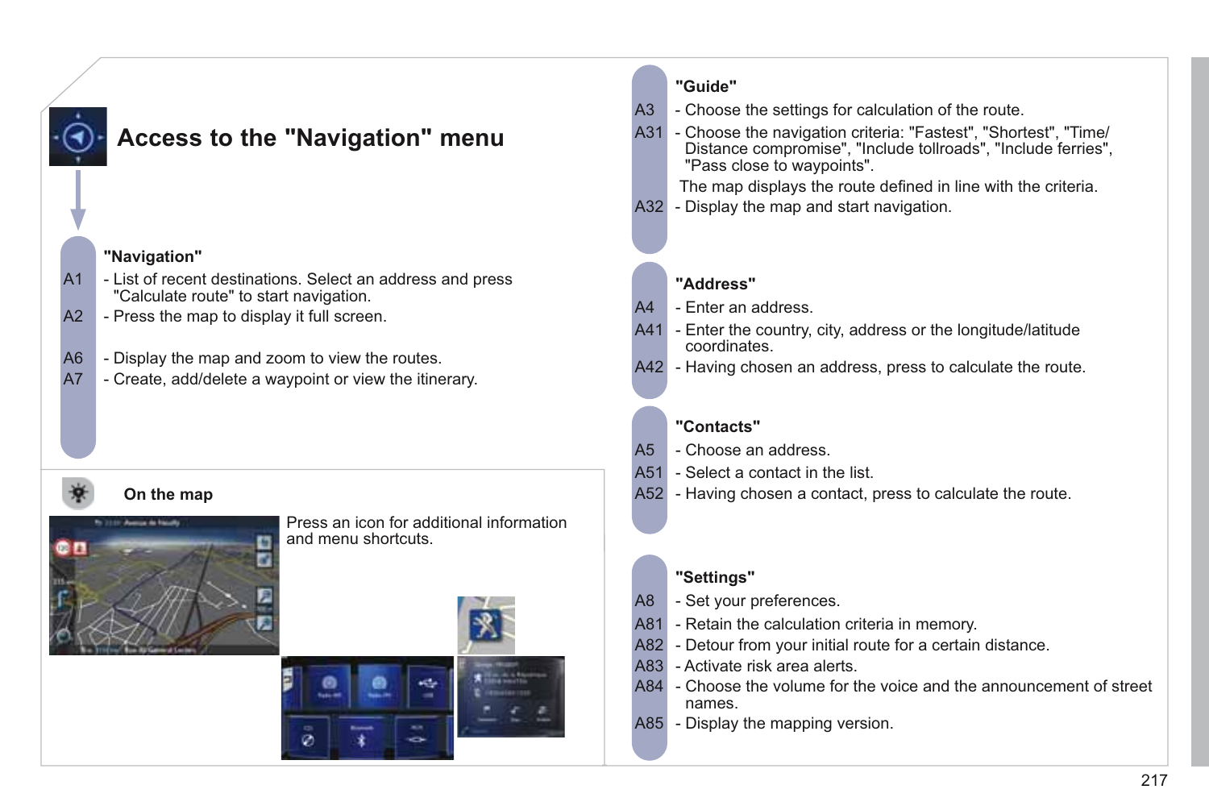# Access to the "Navigation" menu

**"Navigation"**

A1 - List of recent destinations. Select an address and press "Calculate route" to start navigation.

A2 - Press the map to display it full screen.

A6 - Display the map and zoom to view the routes.

A7 - Create, add/delete a waypoint or view the itinerary.

**On the map**

Press an icon for additional information and menu shortcuts.

**"Guide"**

A3 - Choose the settings for calculation of the route.

A31 - Choose the navigation criteria: "Fastest", "Shortest", "Time/Distance compromise", "Include tollroads", "Include ferries", "Pass close to waypoints".

The map displays the route defined in line with the criteria.

A32 - Display the map and start navigation.

**"Address"**

A4 - Enter an address.

A41 - Enter the country, city, address or the longitude/latitude coordinates.

A42 - Having chosen an address, press to calculate the route.

**"Contacts"**

A5 - Choose an address.

A51 - Select a contact in the list.

A52 - Having chosen a contact, press to calculate the route.

**"Settings"**

A8 - Set your preferences.

A81 - Retain the calculation criteria in memory.

A82 - Detour from your initial route for a certain distance.

A83 - Activate risk area alerts.

A84 - Choose the volume for the voice and the announcement of street names.

A85 - Display the mapping version.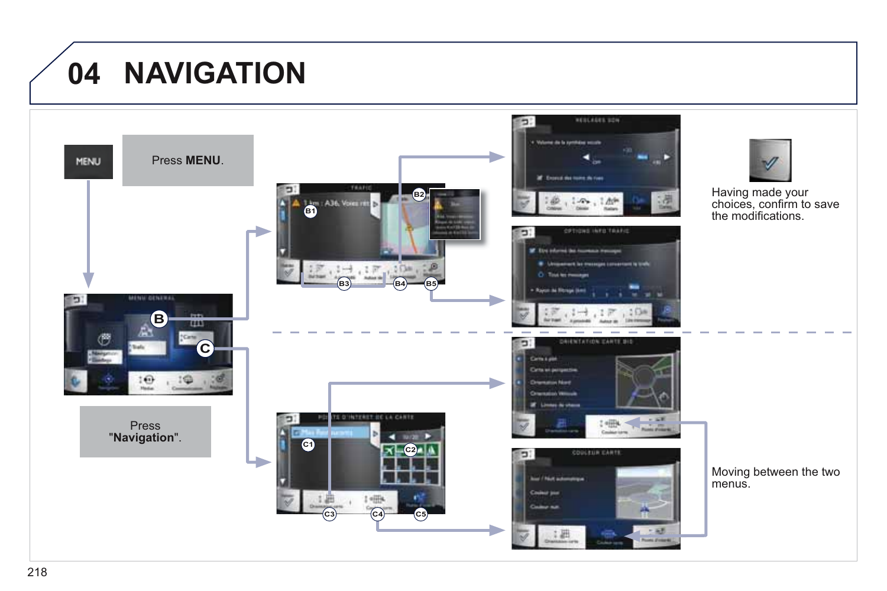# 04 NAVIGATION

Press **MENU**.

Press "**Navigation**".

Having made your choices, confirm to save the modifications.

Moving between the two menus.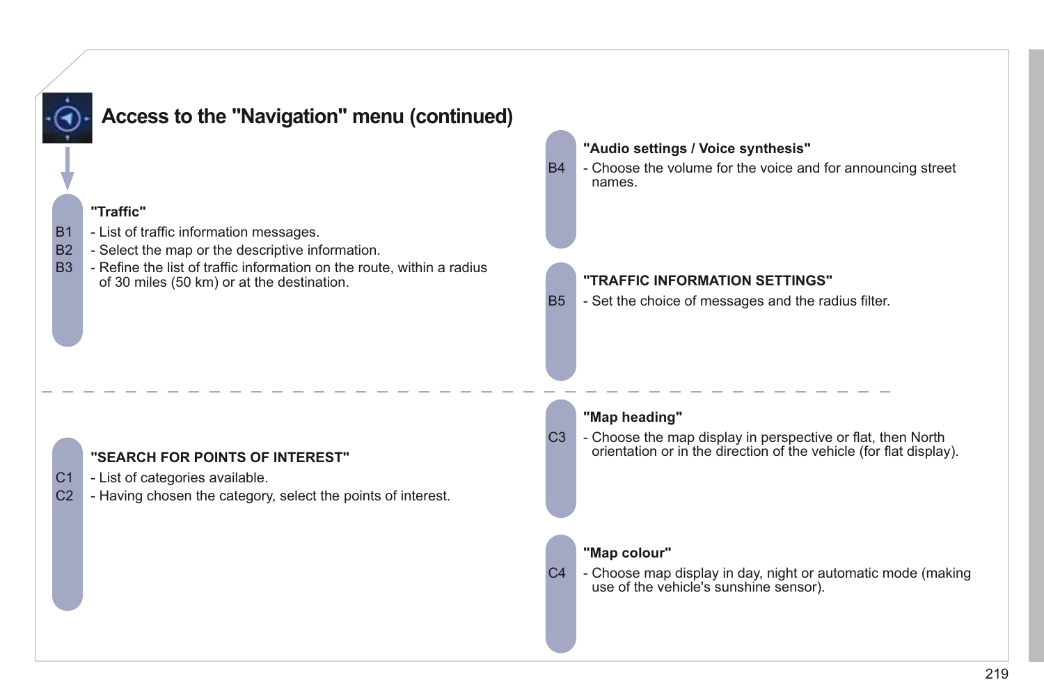## Access to the "Navigation" menu (continued)

**"Traffic"**

B1 - List of traffic information messages.
B2 - Select the map or the descriptive information.
B3 - Refine the list of traffic information on the route, within a radius of 30 miles (50 km) or at the destination.

**"Audio settings / Voice synthesis"**

B4 - Choose the volume for the voice and for announcing street names.

**"TRAFFIC INFORMATION SETTINGS"**

B5 - Set the choice of messages and the radius filter.

**"SEARCH FOR POINTS OF INTEREST"**

C1 - List of categories available.
C2 - Having chosen the category, select the points of interest.

**"Map heading"**

C3 - Choose the map display in perspective or flat, then North orientation or in the direction of the vehicle (for flat display).

**"Map colour"**

C4 - Choose map display in day, night or automatic mode (making use of the vehicle's sunshine sensor).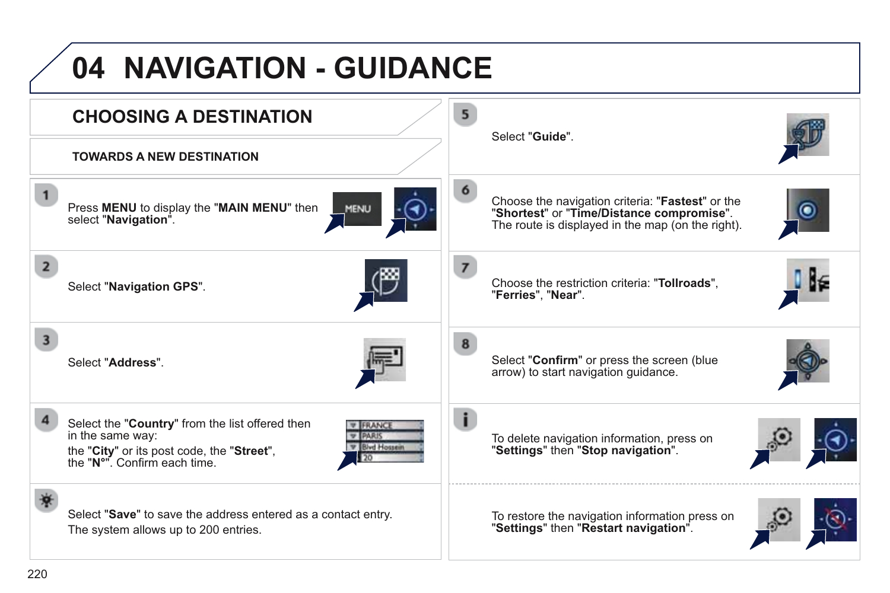# 04 NAVIGATION - GUIDANCE

## CHOOSING A DESTINATION

### TOWARDS A NEW DESTINATION

1. Press **MENU** to display the "**MAIN MENU**" then select "**Navigation**".

2. Select "**Navigation GPS**".

3. Select "**Address**".

4. Select the "**Country**" from the list offered then in the same way:
   the "**City**" or its post code, the "**Street**", the "**N°**". Confirm each time.

Select "**Save**" to save the address entered as a contact entry.
The system allows up to 200 entries.

5. Select "**Guide**".

6. Choose the navigation criteria: "**Fastest**" or the "**Shortest**" or "**Time/Distance compromise**".
   The route is displayed in the map (on the right).

7. Choose the restriction criteria: "**Tollroads**", "**Ferries**", "**Near**".

8. Select "**Confirm**" or press the screen (blue arrow) to start navigation guidance.

To delete navigation information, press on "**Settings**" then "**Stop navigation**".

To restore the navigation information press on "**Settings**" then "**Restart navigation**".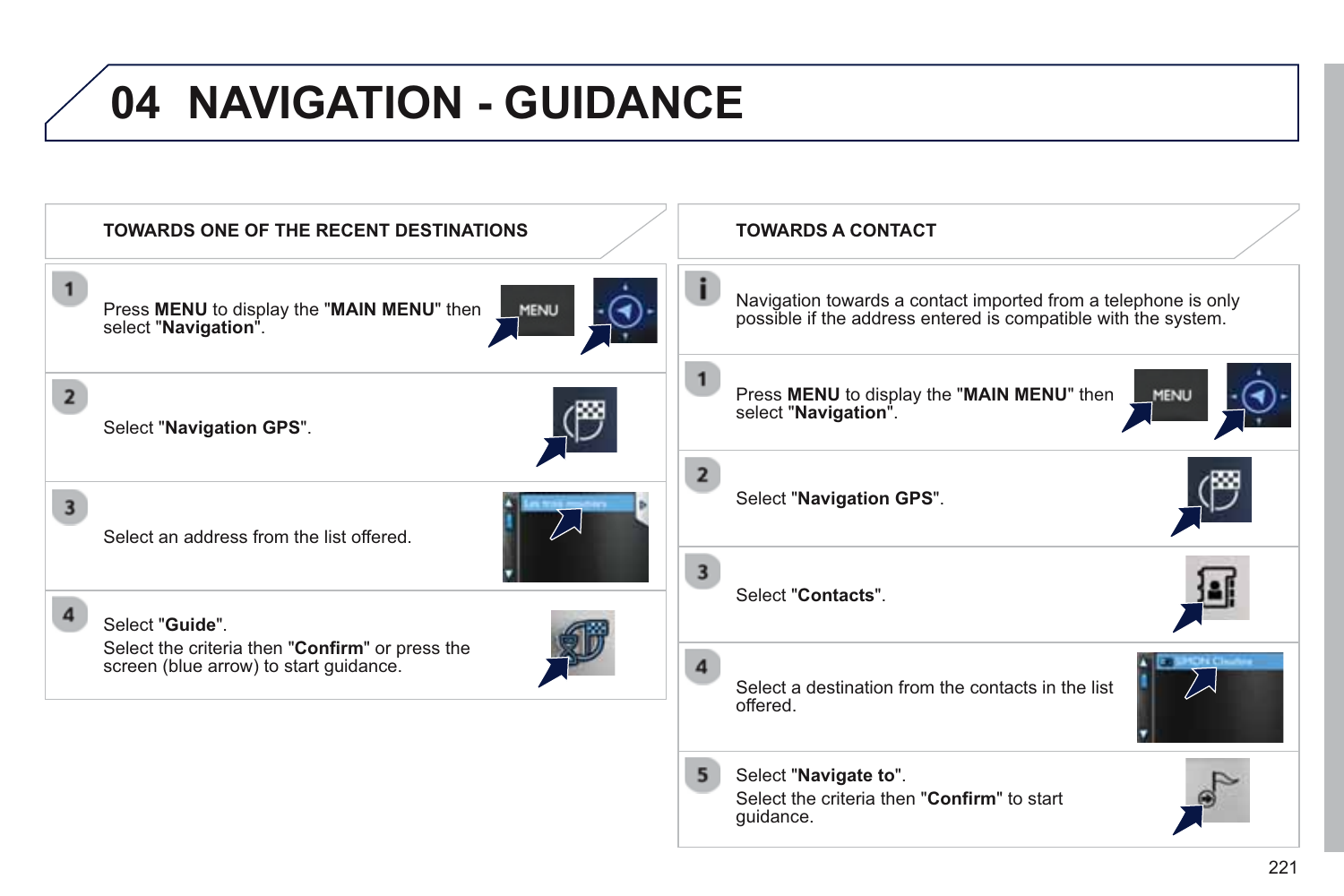# 04 NAVIGATION - GUIDANCE

## TOWARDS ONE OF THE RECENT DESTINATIONS

1. Press **MENU** to display the "**MAIN MENU**" then select "**Navigation**".

2. Select "**Navigation GPS**".

3. Select an address from the list offered.

4. Select "**Guide**".
   Select the criteria then "**Confirm**" or press the screen (blue arrow) to start guidance.

## TOWARDS A CONTACT

Navigation towards a contact imported from a telephone is only possible if the address entered is compatible with the system.

1. Press **MENU** to display the "**MAIN MENU**" then select "**Navigation**".

2. Select "**Navigation GPS**".

3. Select "**Contacts**".

4. Select a destination from the contacts in the list offered.

5. Select "**Navigate to**".
   Select the criteria then "**Confirm**" to start guidance.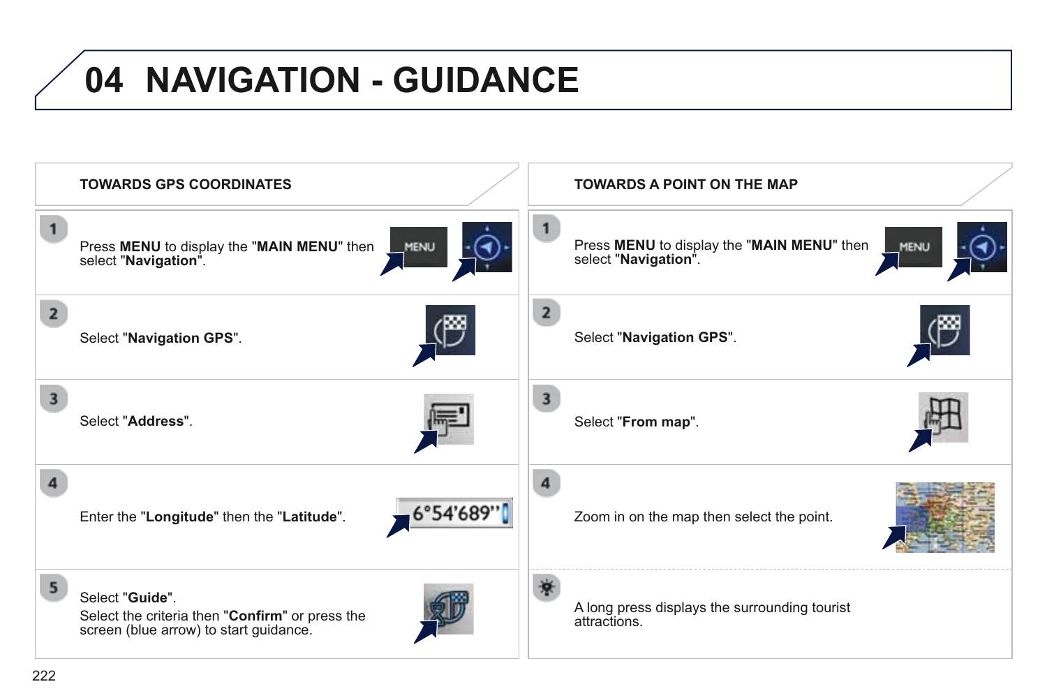# 04 NAVIGATION - GUIDANCE

## TOWARDS GPS COORDINATES

1. Press **MENU** to display the "**MAIN MENU**" then select "**Navigation**".

2. Select "**Navigation GPS**".

3. Select "**Address**".

4. Enter the "**Longitude**" then the "**Latitude**".

   6°54'689''

5. Select "**Guide**".
   Select the criteria then "**Confirm**" or press the screen (blue arrow) to start guidance.

## TOWARDS A POINT ON THE MAP

1. Press **MENU** to display the "**MAIN MENU**" then select "**Navigation**".

2. Select "**Navigation GPS**".

3. Select "**From map**".

4. Zoom in on the map then select the point.

A long press displays the surrounding tourist attractions.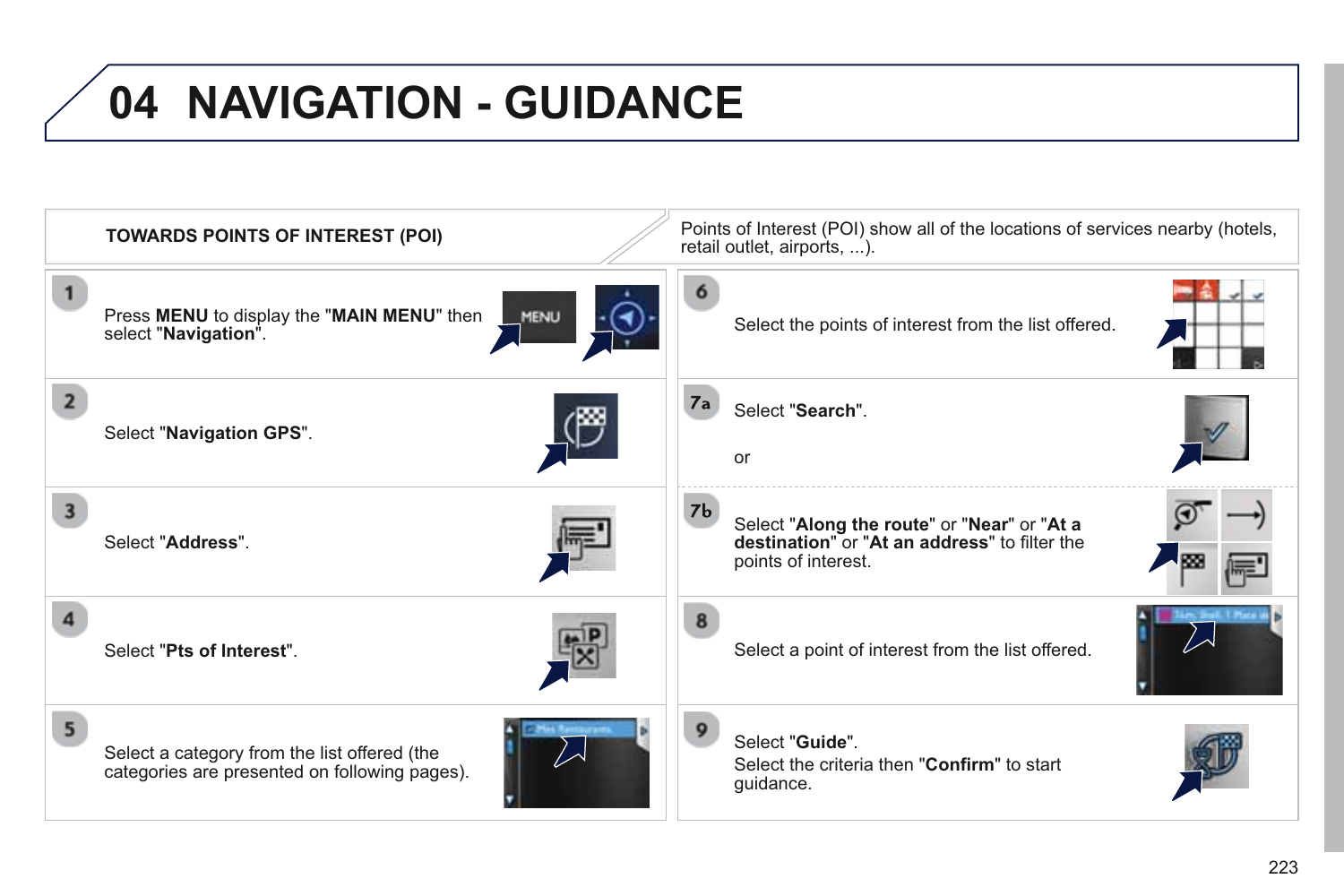# 04 NAVIGATION - GUIDANCE

**TOWARDS POINTS OF INTEREST (POI)**

Points of Interest (POI) show all of the locations of services nearby (hotels, retail outlet, airports, ...).

1. Press **MENU** to display the "**MAIN MENU**" then select "**Navigation**".

2. Select "**Navigation GPS**".

3. Select "**Address**".

4. Select "**Pts of Interest**".

5. Select a category from the list offered (the categories are presented on following pages).

6. Select the points of interest from the list offered.

7a. Select "**Search**".

or

7b. Select "**Along the route**" or "**Near**" or "**At a destination**" or "**At an address**" to filter the points of interest.

8. Select a point of interest from the list offered.

9. Select "**Guide**".
Select the criteria then "**Confirm**" to start guidance.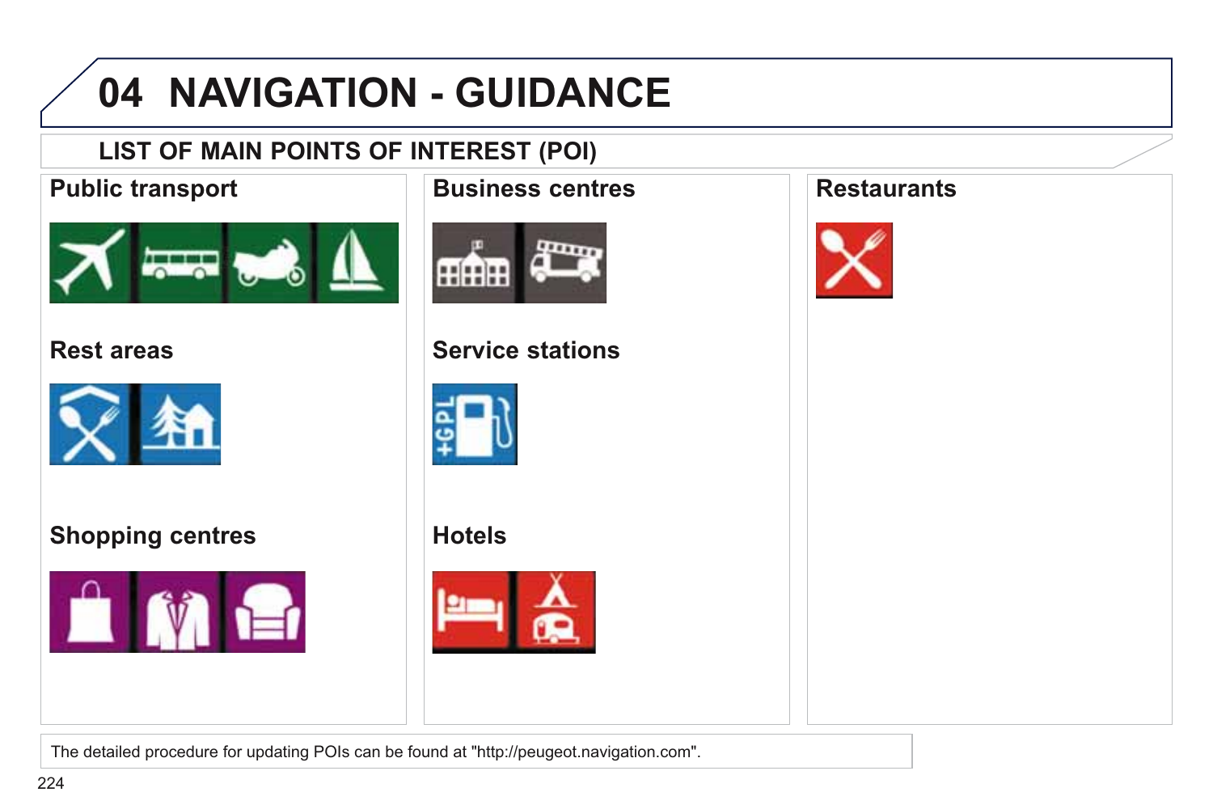# 04 NAVIGATION - GUIDANCE

## LIST OF MAIN POINTS OF INTEREST (POI)

### Public transport

### Rest areas

### Shopping centres

### Business centres

### Service stations

### Hotels

### Restaurants

The detailed procedure for updating POIs can be found at "http://peugeot.navigation.com".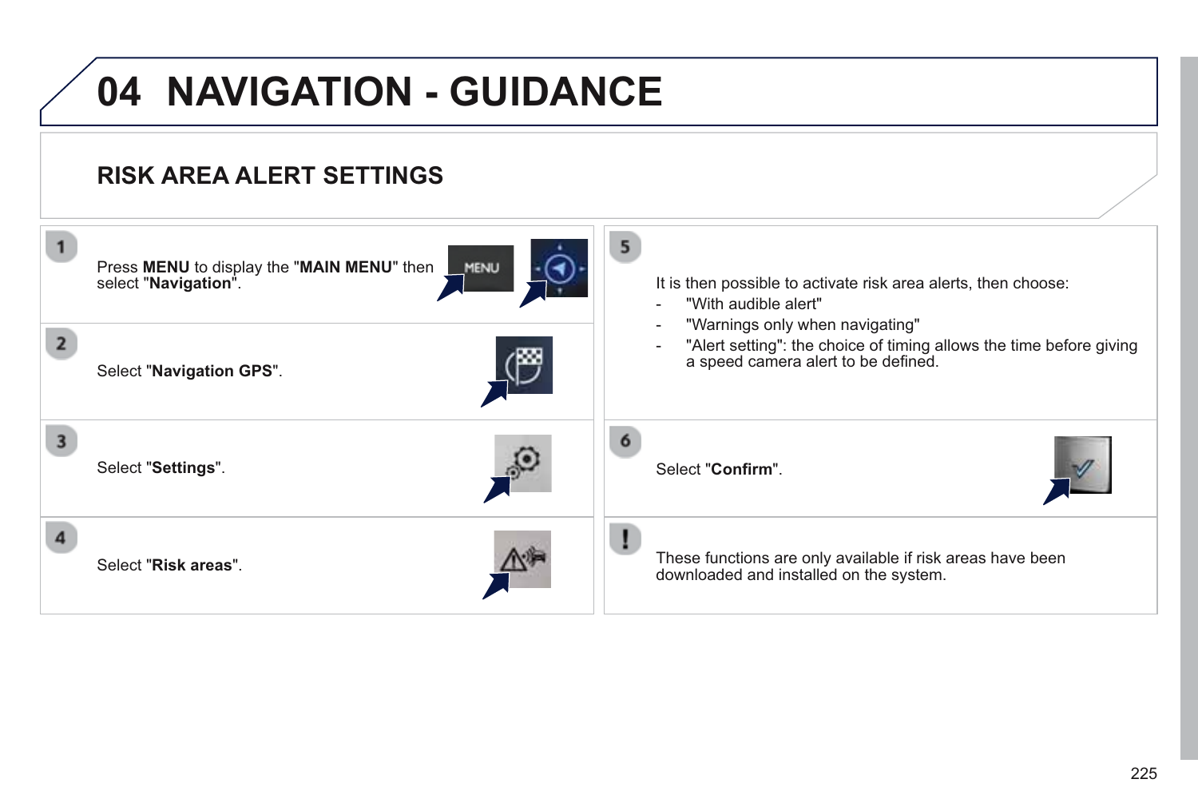# 04 NAVIGATION - GUIDANCE

## RISK AREA ALERT SETTINGS

1. Press **MENU** to display the "**MAIN MENU**" then select "**Navigation**".

2. Select "**Navigation GPS**".

3. Select "**Settings**".

4. Select "**Risk areas**".

5. It is then possible to activate risk area alerts, then choose:
   - "With audible alert"
   - "Warnings only when navigating"
   - "Alert setting": the choice of timing allows the time before giving a speed camera alert to be defined.

6. Select "**Confirm**".

**!** These functions are only available if risk areas have been downloaded and installed on the system.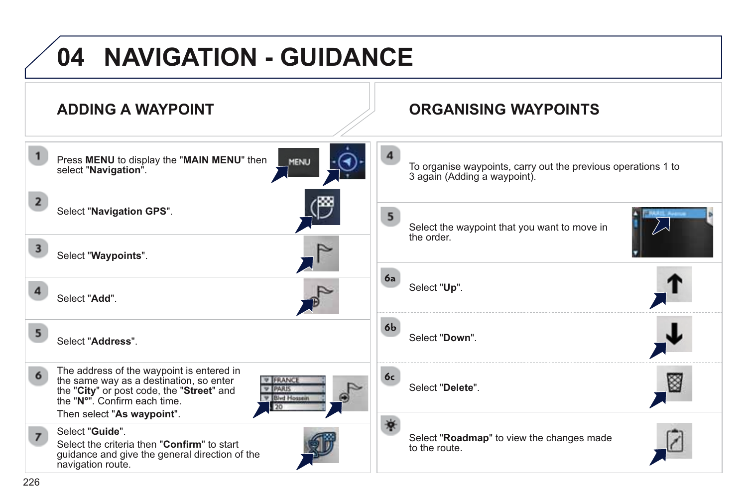# 04 NAVIGATION - GUIDANCE

## ADDING A WAYPOINT

1. Press **MENU** to display the "**MAIN MENU**" then select "**Navigation**".

2. Select "**Navigation GPS**".

3. Select "**Waypoints**".

4. Select "**Add**".

5. Select "**Address**".

6. The address of the waypoint is entered in the same way as a destination, so enter the "**City**" or post code, the "**Street**" and the "**N°**". Confirm each time.
   Then select "**As waypoint**".

7. Select "**Guide**".
   Select the criteria then "**Confirm**" to start guidance and give the general direction of the navigation route.

## ORGANISING WAYPOINTS

4. To organise waypoints, carry out the previous operations 1 to 3 again (Adding a waypoint).

5. Select the waypoint that you want to move in the order.

6a. Select "**Up**".

6b. Select "**Down**".

6c. Select "**Delete**".

Select "**Roadmap**" to view the changes made to the route.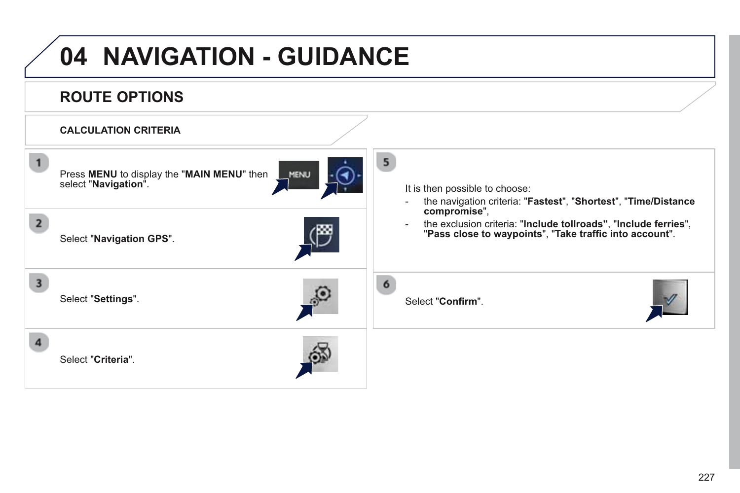# 04 NAVIGATION - GUIDANCE

## ROUTE OPTIONS

### CALCULATION CRITERIA

1. Press **MENU** to display the "**MAIN MENU**" then select "**Navigation**".

2. Select "**Navigation GPS**".

3. Select "**Settings**".

4. Select "**Criteria**".

5. It is then possible to choose:
   - the navigation criteria: "**Fastest**", "**Shortest**", "**Time/Distance compromise**",
   - the exclusion criteria: "**Include tollroads"**, "**Include ferries**", "**Pass close to waypoints**", "**Take traffic into account**".

6. Select "**Confirm**".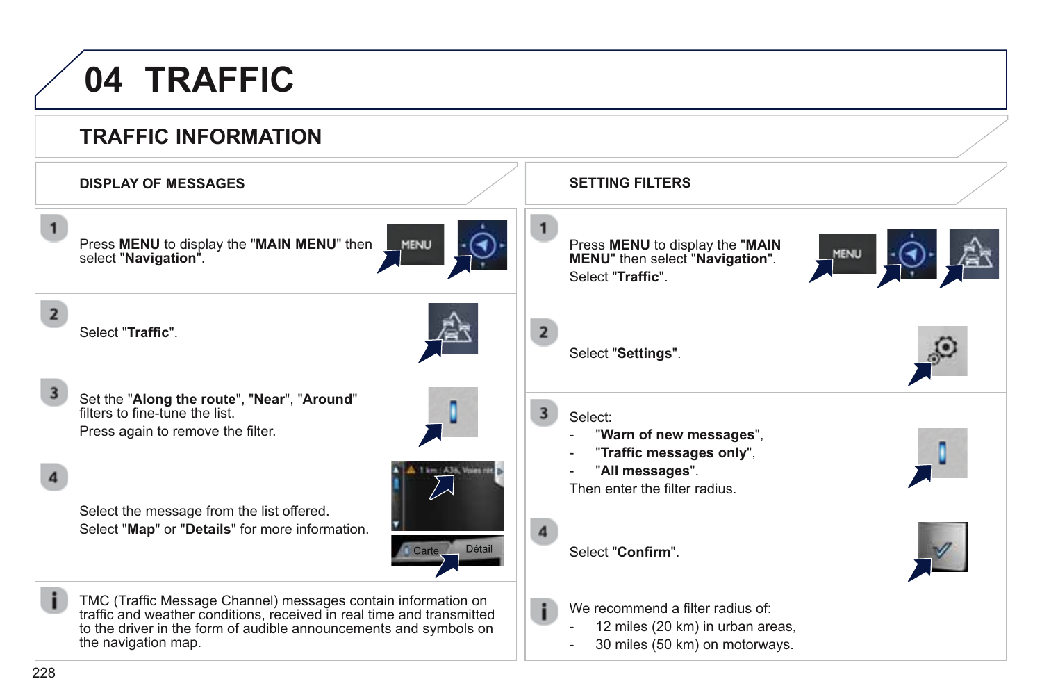# 04 TRAFFIC

## TRAFFIC INFORMATION

### DISPLAY OF MESSAGES

1. Press **MENU** to display the "**MAIN MENU**" then select "**Navigation**".

2. Select "**Traffic**".

3. Set the "**Along the route**", "**Near**", "**Around**" filters to fine-tune the list.
   Press again to remove the filter.

4. Select the message from the list offered.
   Select "**Map**" or "**Details**" for more information.

TMC (Traffic Message Channel) messages contain information on traffic and weather conditions, received in real time and transmitted to the driver in the form of audible announcements and symbols on the navigation map.

### SETTING FILTERS

1. Press **MENU** to display the "**MAIN MENU**" then select "**Navigation**".
   Select "**Traffic**".

2. Select "**Settings**".

3. Select:
   - "**Warn of new messages**",
   - "**Traffic messages only**",
   - "**All messages**".

   Then enter the filter radius.

4. Select "**Confirm**".

We recommend a filter radius of:

- 12 miles (20 km) in urban areas,
- 30 miles (50 km) on motorways.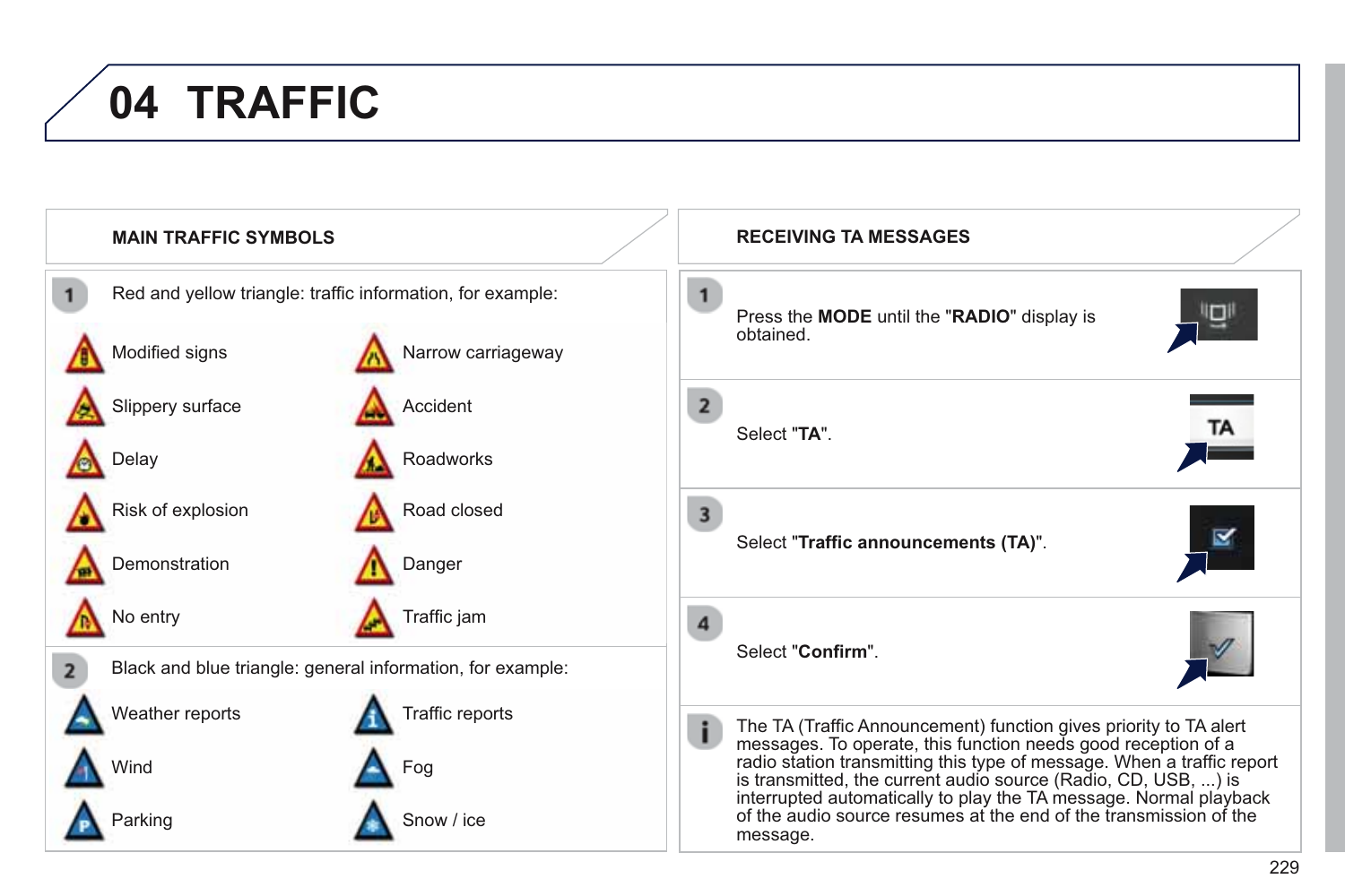# 04 TRAFFIC

## MAIN TRAFFIC SYMBOLS

1. Red and yellow triangle: traffic information, for example:

- Modified signs
- Narrow carriageway
- Slippery surface
- Accident
- Delay
- Roadworks
- Risk of explosion
- Road closed
- Demonstration
- Danger
- No entry
- Traffic jam

2. Black and blue triangle: general information, for example:

- Weather reports
- Traffic reports
- Wind
- Fog
- Parking
- Snow / ice

## RECEIVING TA MESSAGES

1. Press the **MODE** until the "**RADIO**" display is obtained.

2. Select "**TA**".

3. Select "**Traffic announcements (TA)**".

4. Select "**Confirm**".

The TA (Traffic Announcement) function gives priority to TA alert messages. To operate, this function needs good reception of a radio station transmitting this type of message. When a traffic report is transmitted, the current audio source (Radio, CD, USB, ...) is interrupted automatically to play the TA message. Normal playback of the audio source resumes at the end of the transmission of the message.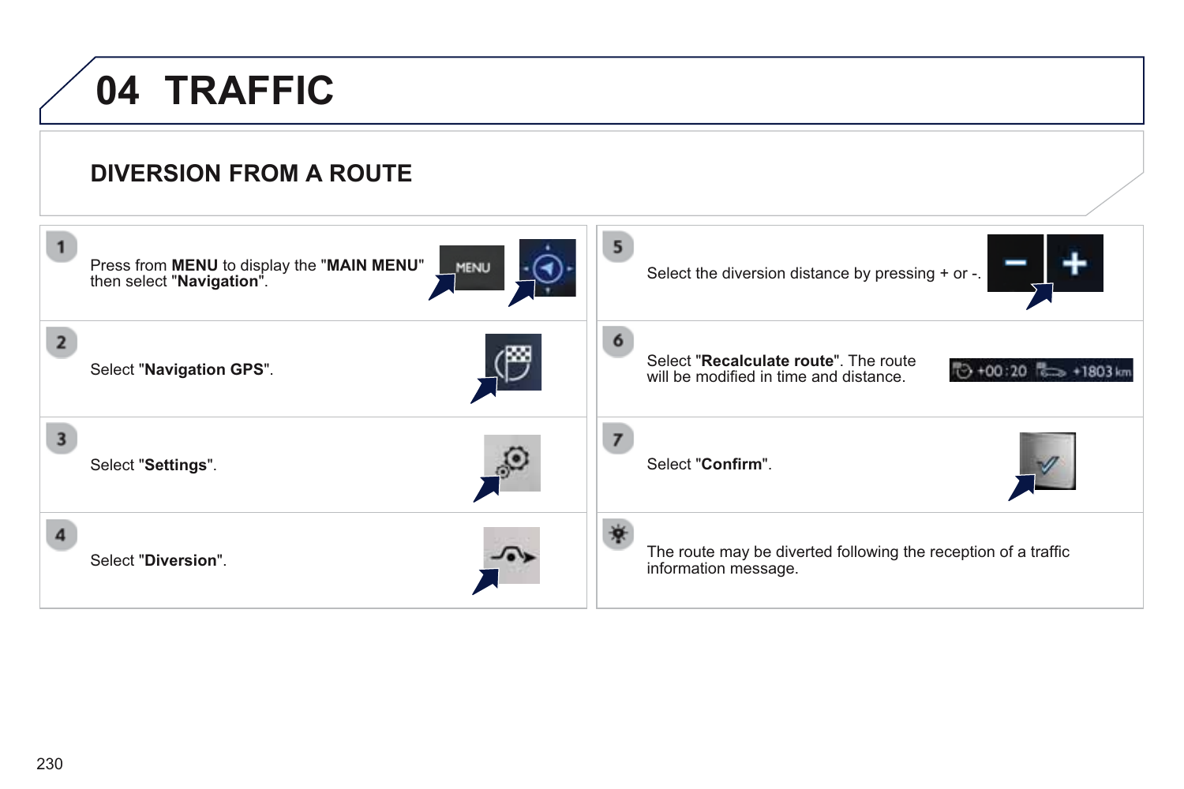# 04 TRAFFIC

## DIVERSION FROM A ROUTE

1. Press from **MENU** to display the "**MAIN MENU**" then select "**Navigation**".

2. Select "**Navigation GPS**".

3. Select "**Settings**".

4. Select "**Diversion**".

5. Select the diversion distance by pressing + or -.

6. Select "**Recalculate route**". The route will be modified in time and distance.

7. Select "**Confirm**".

The route may be diverted following the reception of a traffic information message.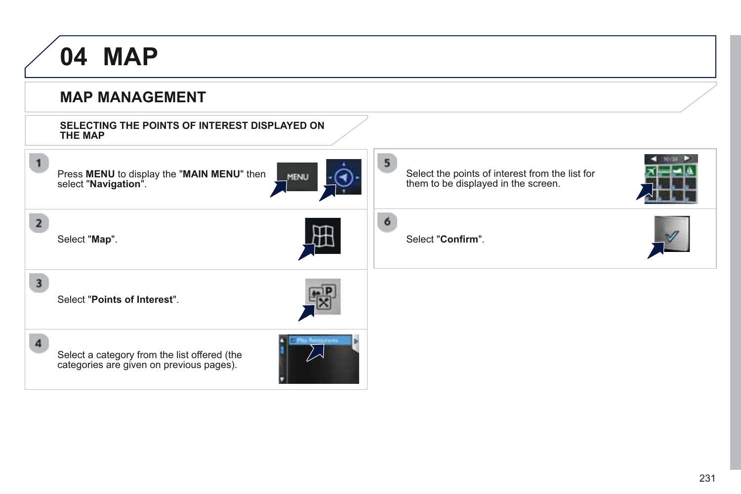# 04 MAP

## MAP MANAGEMENT

### SELECTING THE POINTS OF INTEREST DISPLAYED ON THE MAP

1. Press **MENU** to display the "**MAIN MENU**" then select "**Navigation**".

2. Select "**Map**".

3. Select "**Points of Interest**".

4. Select a category from the list offered (the categories are given on previous pages).

5. Select the points of interest from the list for them to be displayed in the screen.

6. Select "**Confirm**".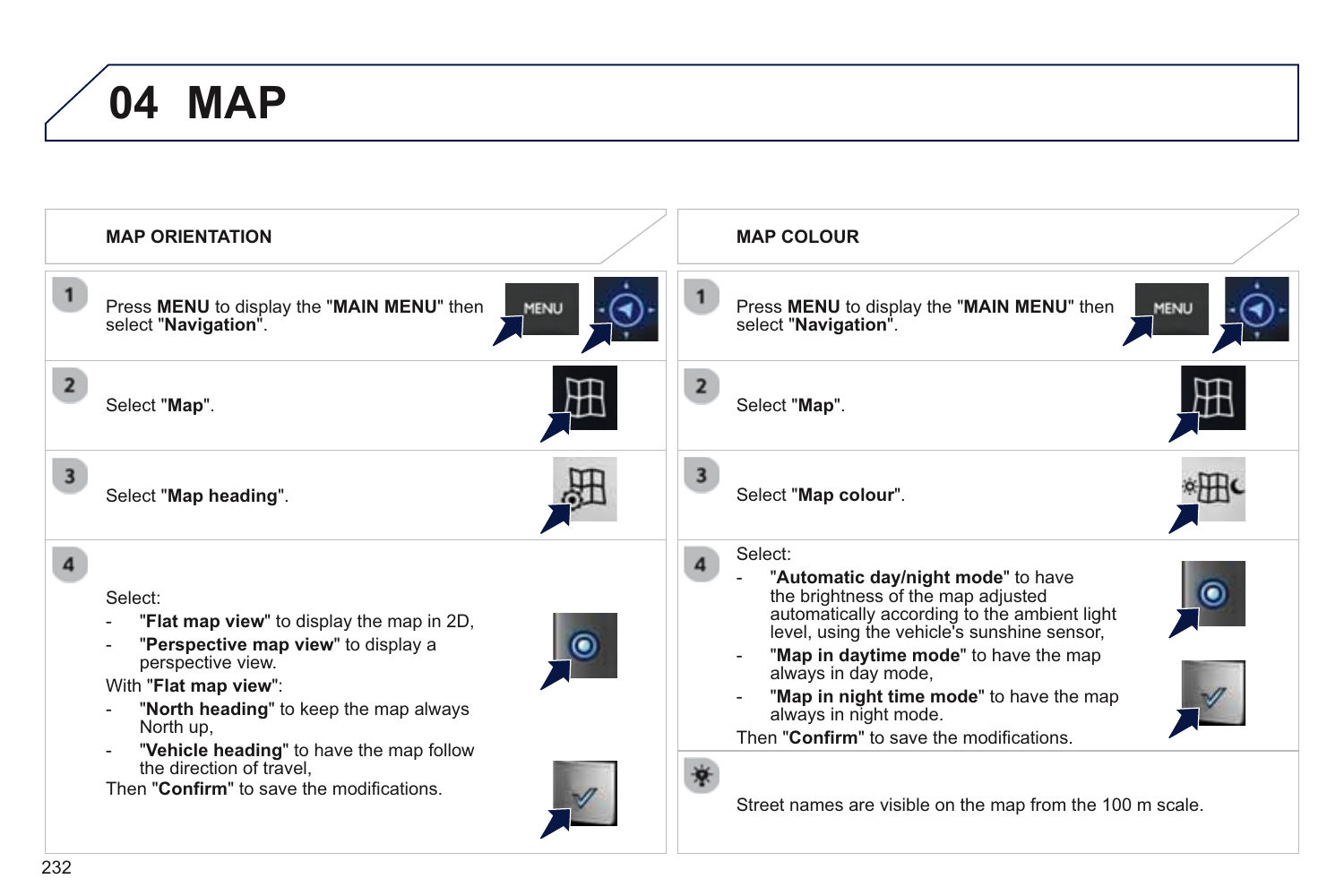# 04 MAP

## MAP ORIENTATION

1. Press **MENU** to display the "**MAIN MENU**" then select "**Navigation**".

2. Select "**Map**".

3. Select "**Map heading**".

4. Select:
   - "**Flat map view**" to display the map in 2D,
   - "**Perspective map view**" to display a perspective view.

   With "**Flat map view**":
   - "**North heading**" to keep the map always North up,
   - "**Vehicle heading**" to have the map follow the direction of travel,

   Then "**Confirm**" to save the modifications.

## MAP COLOUR

1. Press **MENU** to display the "**MAIN MENU**" then select "**Navigation**".

2. Select "**Map**".

3. Select "**Map colour**".

4. Select:
   - "**Automatic day/night mode**" to have the brightness of the map adjusted automatically according to the ambient light level, using the vehicle's sunshine sensor,
   - "**Map in daytime mode**" to have the map always in day mode,
   - "**Map in night time mode**" to have the map always in night mode.

   Then "**Confirm**" to save the modifications.

Street names are visible on the map from the 100 m scale.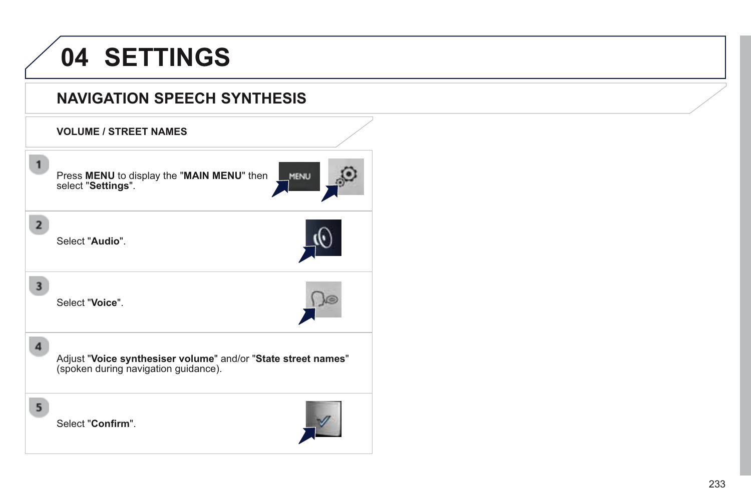# 04 SETTINGS

## NAVIGATION SPEECH SYNTHESIS

### VOLUME / STREET NAMES

1. Press **MENU** to display the "**MAIN MENU**" then select "**Settings**".

2. Select "**Audio**".

3. Select "**Voice**".

4. Adjust "**Voice synthesiser volume**" and/or "**State street names**" (spoken during navigation guidance).

5. Select "**Confirm**".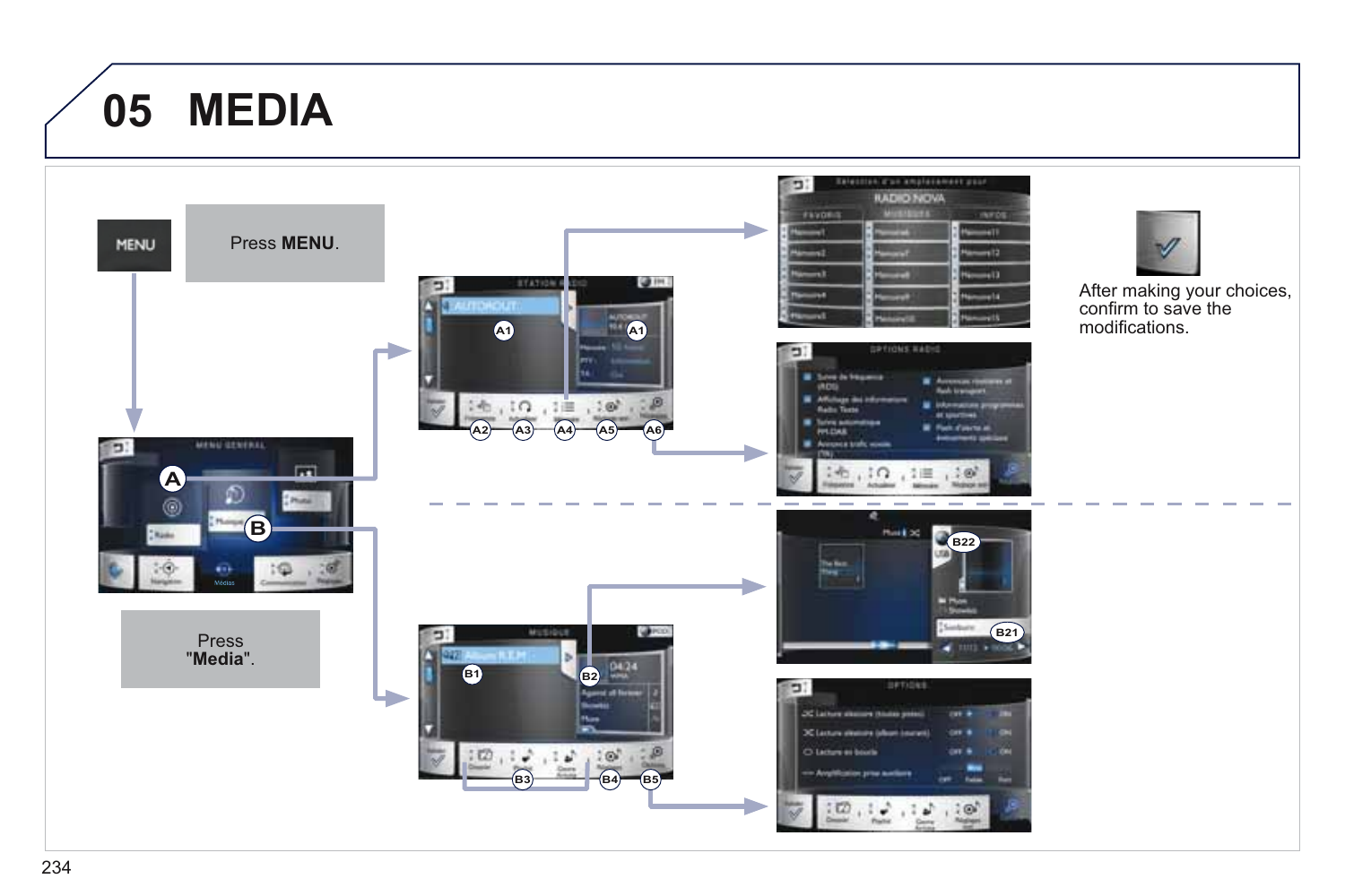# 05 MEDIA

Press **MENU**.

Press "**Media**".

After making your choices, confirm to save the modifications.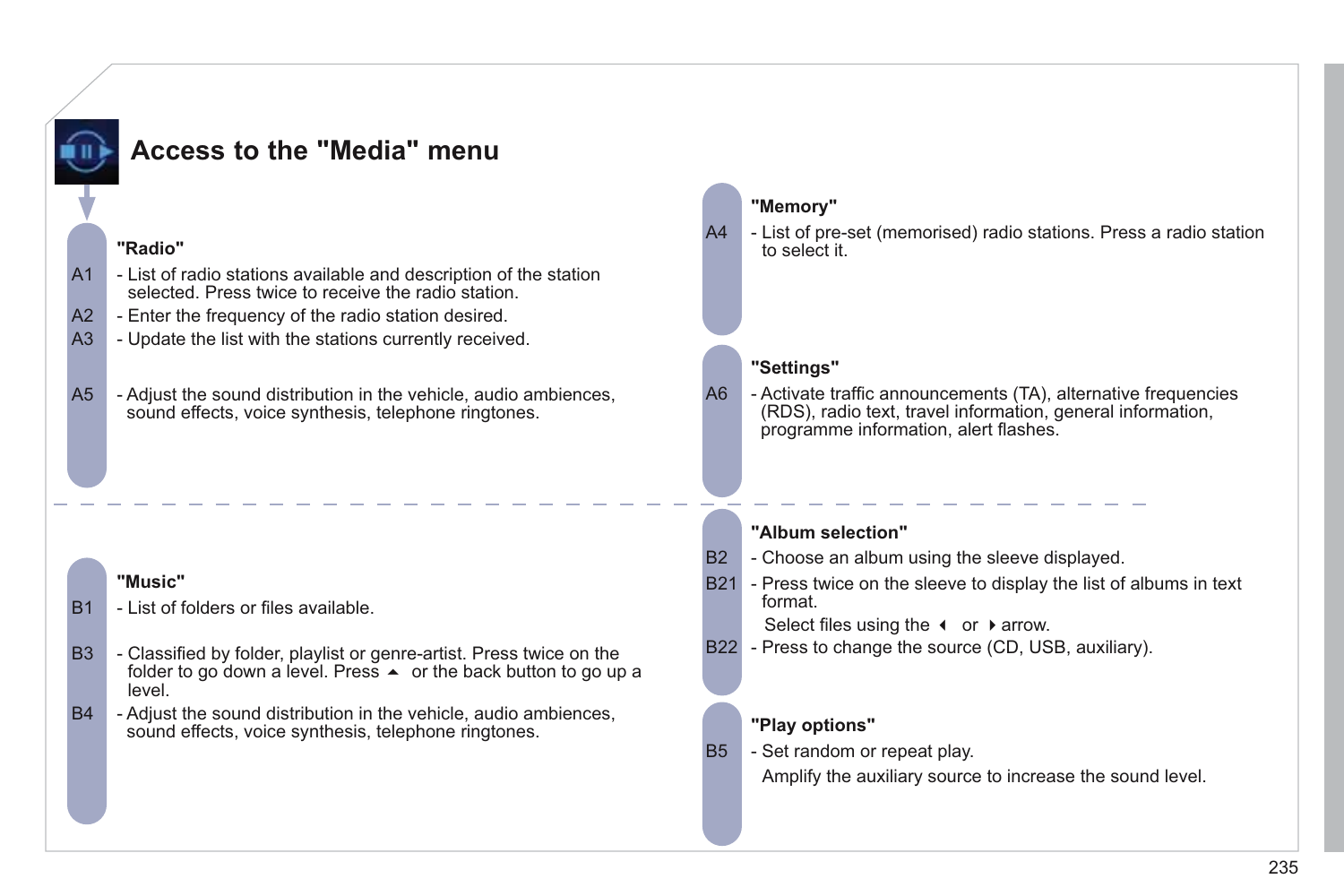# Access to the "Media" menu

**"Radio"**

A1 - List of radio stations available and description of the station selected. Press twice to receive the radio station.

A2 - Enter the frequency of the radio station desired.

A3 - Update the list with the stations currently received.

A5 - Adjust the sound distribution in the vehicle, audio ambiences, sound effects, voice synthesis, telephone ringtones.

**"Memory"**

A4 - List of pre-set (memorised) radio stations. Press a radio station to select it.

**"Settings"**

A6 - Activate traffic announcements (TA), alternative frequencies (RDS), radio text, travel information, general information, programme information, alert flashes.

---

**"Music"**

B1 - List of folders or files available.

B3 - Classified by folder, playlist or genre-artist. Press twice on the folder to go down a level. Press ▲ or the back button to go up a level.

B4 - Adjust the sound distribution in the vehicle, audio ambiences, sound effects, voice synthesis, telephone ringtones.

**"Album selection"**

B2 - Choose an album using the sleeve displayed.

B21 - Press twice on the sleeve to display the list of albums in text format.

Select files using the ◄ or ► arrow.

B22 - Press to change the source (CD, USB, auxiliary).

**"Play options"**

B5 - Set random or repeat play.

Amplify the auxiliary source to increase the sound level.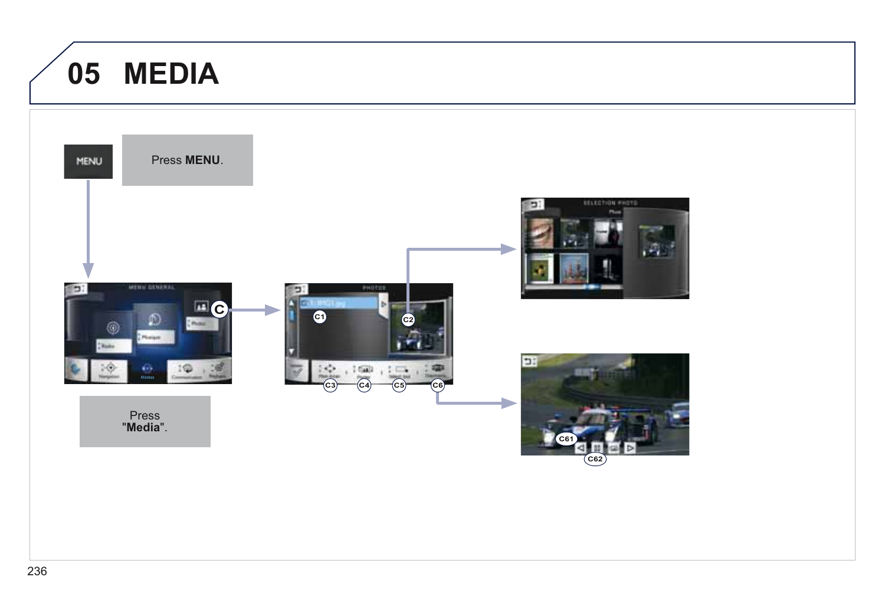# 05 MEDIA

Press **MENU**.

Press "**Media**".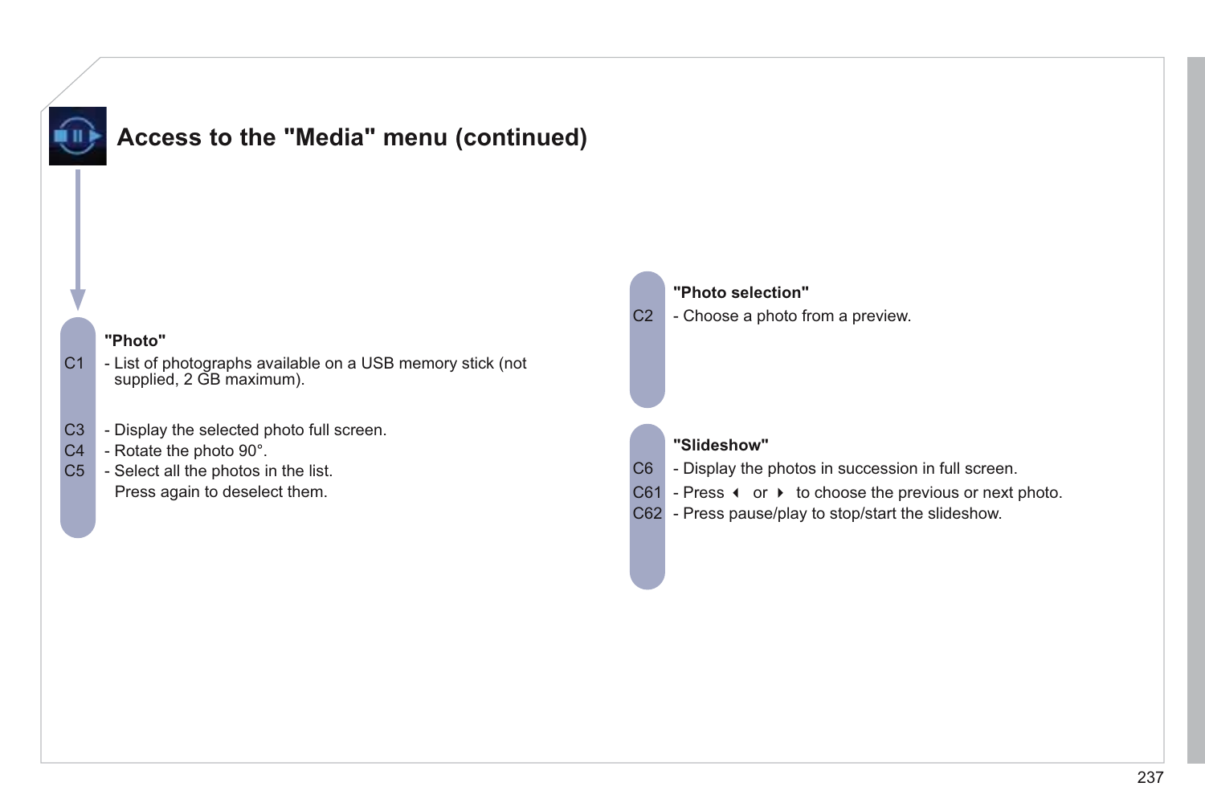# Access to the "Media" menu (continued)

**"Photo"**

C1 - List of photographs available on a USB memory stick (not supplied, 2 GB maximum).

C3 - Display the selected photo full screen.

C4 - Rotate the photo 90°.

C5 - Select all the photos in the list.
Press again to deselect them.

**"Photo selection"**

C2 - Choose a photo from a preview.

**"Slideshow"**

C6 - Display the photos in succession in full screen.

C61 - Press ◀ or ▶ to choose the previous or next photo.

C62 - Press pause/play to stop/start the slideshow.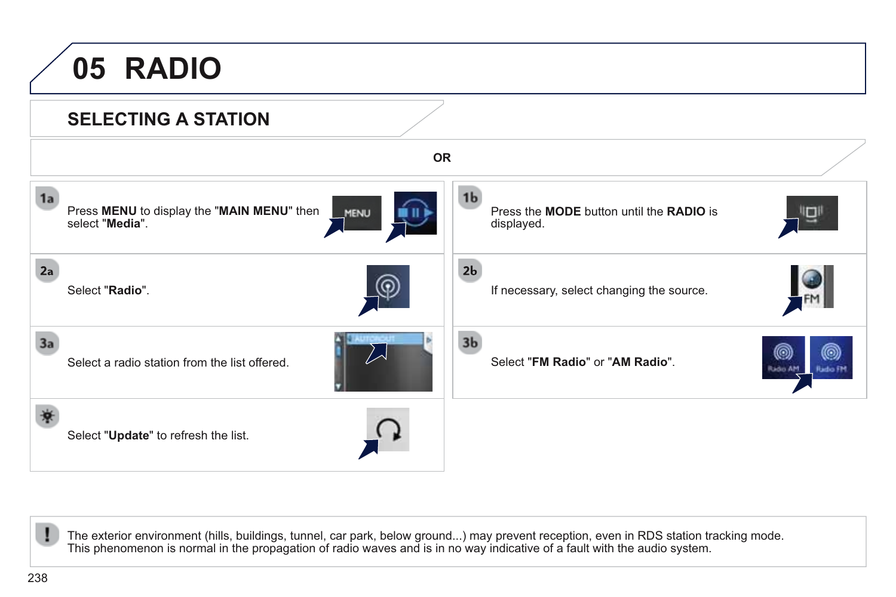# 05 RADIO

## SELECTING A STATION

OR

**1a** Press **MENU** to display the "**MAIN MENU**" then select "**Media**".

**2a** Select "**Radio**".

**3a** Select a radio station from the list offered.

Select "**Update**" to refresh the list.

**1b** Press the **MODE** button until the **RADIO** is displayed.

**2b** If necessary, select changing the source.

**3b** Select "**FM Radio**" or "**AM Radio**".

The exterior environment (hills, buildings, tunnel, car park, below ground...) may prevent reception, even in RDS station tracking mode.
This phenomenon is normal in the propagation of radio waves and is in no way indicative of a fault with the audio system.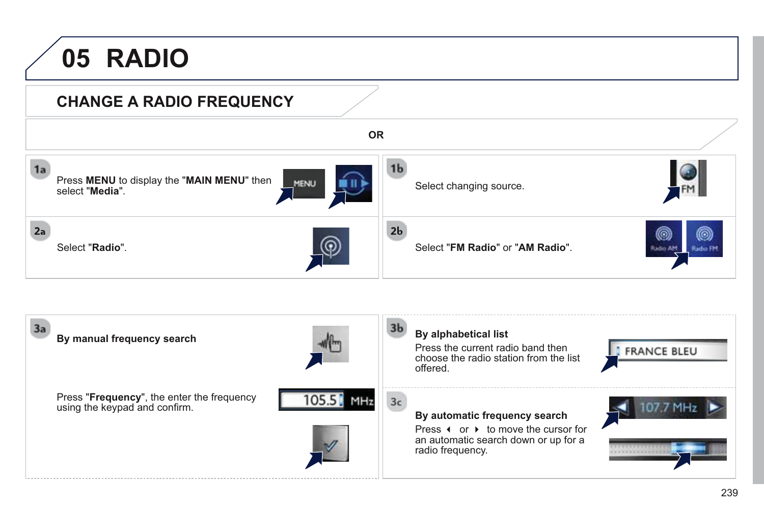# 05 RADIO

## CHANGE A RADIO FREQUENCY

**1a** Press **MENU** to display the "**MAIN MENU**" then select "**Media**".

**2a** Select "**Radio**".

OR

**1b** Select changing source.

**2b** Select "**FM Radio**" or "**AM Radio**".

**3a** **By manual frequency search**

Press "**Frequency**", the enter the frequency using the keypad and confirm.

**3b** **By alphabetical list**

Press the current radio band then choose the radio station from the list offered.

**3c** **By automatic frequency search**

Press ◂ or ▸ to move the cursor for an automatic search down or up for a radio frequency.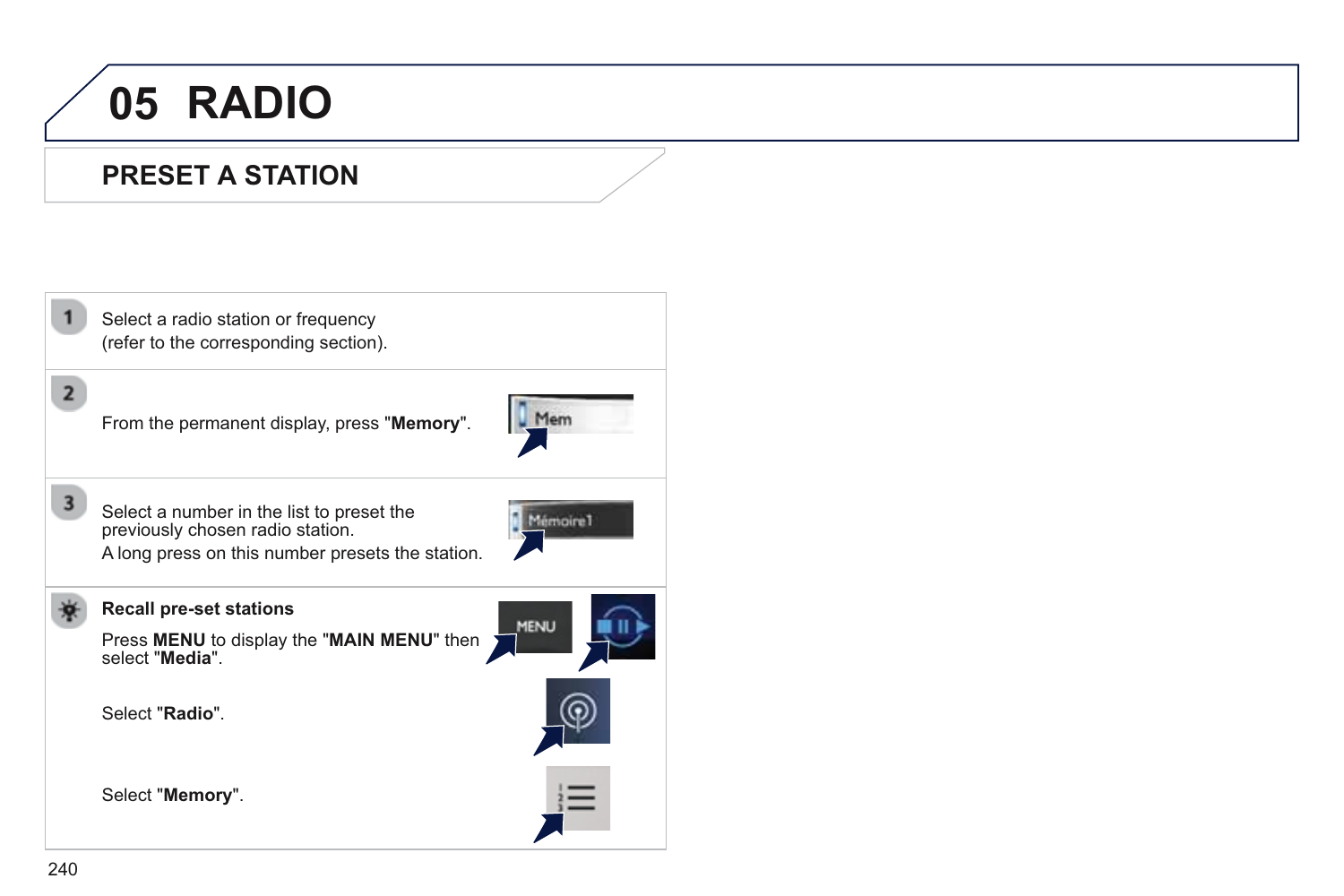# 05 RADIO

## PRESET A STATION

1. Select a radio station or frequency (refer to the corresponding section).

2. From the permanent display, press "**Memory**".

3. Select a number in the list to preset the previously chosen radio station.
   A long press on this number presets the station.

**Recall pre-set stations**

Press **MENU** to display the "**MAIN MENU**" then select "**Media**".

Select "**Radio**".

Select "**Memory**".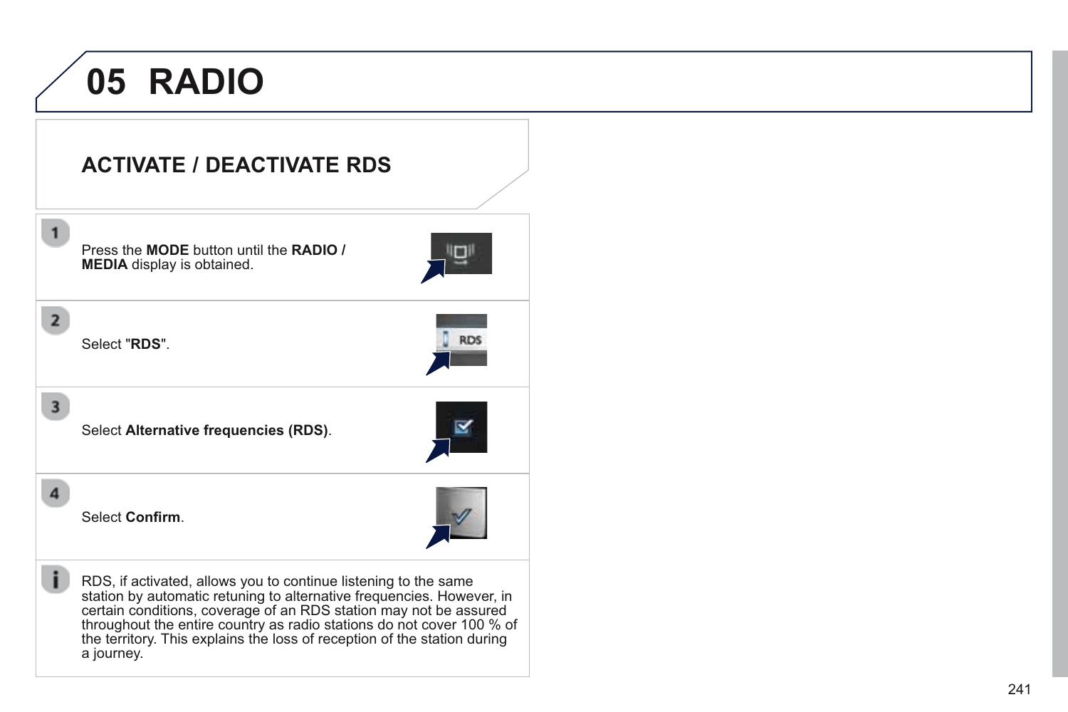# 05 RADIO

## ACTIVATE / DEACTIVATE RDS

1. Press the **MODE** button until the **RADIO / MEDIA** display is obtained.

2. Select "**RDS**".

3. Select **Alternative frequencies (RDS)**.

4. Select **Confirm**.

RDS, if activated, allows you to continue listening to the same station by automatic retuning to alternative frequencies. However, in certain conditions, coverage of an RDS station may not be assured throughout the entire country as radio stations do not cover 100 % of the territory. This explains the loss of reception of the station during a journey.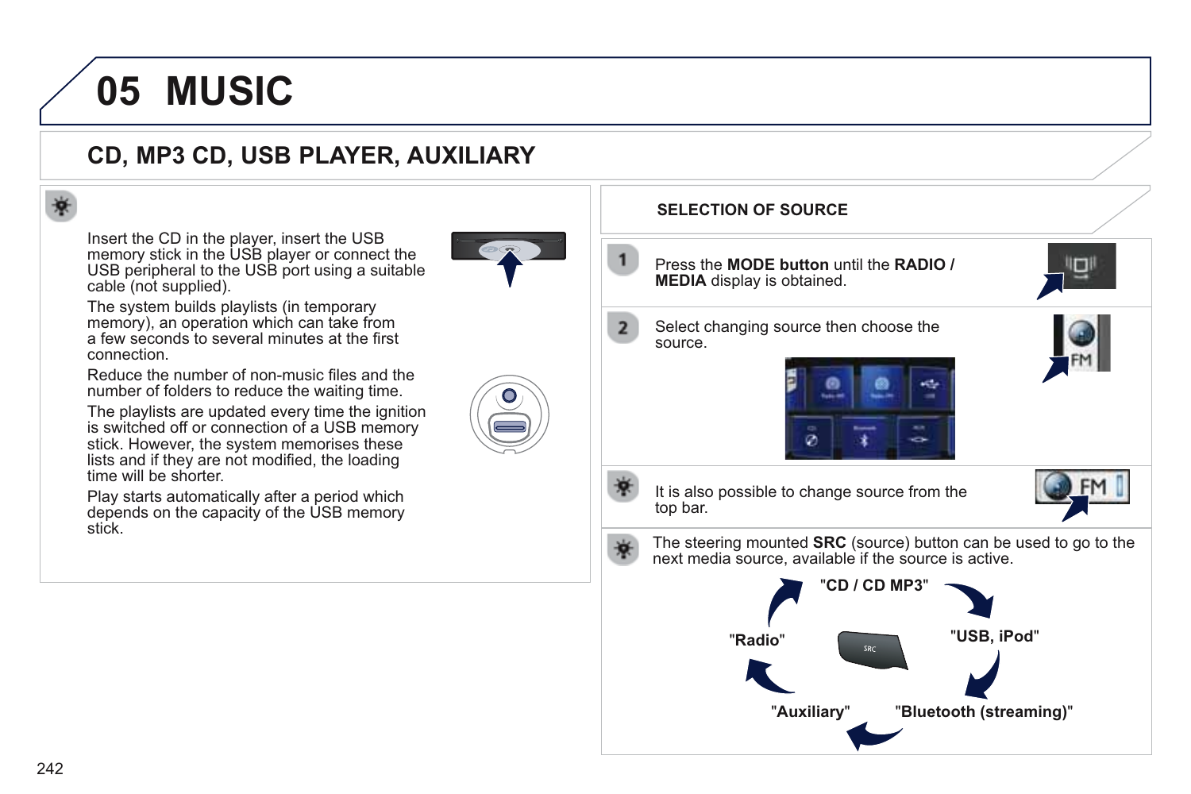# 05 MUSIC

## CD, MP3 CD, USB PLAYER, AUXILIARY

Insert the CD in the player, insert the USB memory stick in the USB player or connect the USB peripheral to the USB port using a suitable cable (not supplied).

The system builds playlists (in temporary memory), an operation which can take from a few seconds to several minutes at the first connection.

Reduce the number of non-music files and the number of folders to reduce the waiting time.

The playlists are updated every time the ignition is switched off or connection of a USB memory stick. However, the system memorises these lists and if they are not modified, the loading time will be shorter.

Play starts automatically after a period which depends on the capacity of the USB memory stick.

### SELECTION OF SOURCE

1. Press the **MODE button** until the **RADIO / MEDIA** display is obtained.

2. Select changing source then choose the source.

It is also possible to change source from the top bar.

The steering mounted **SRC** (source) button can be used to go to the next media source, available if the source is active.

"CD / CD MP3" → "USB, iPod" → "Bluetooth (streaming)" → "Auxiliary" → "Radio"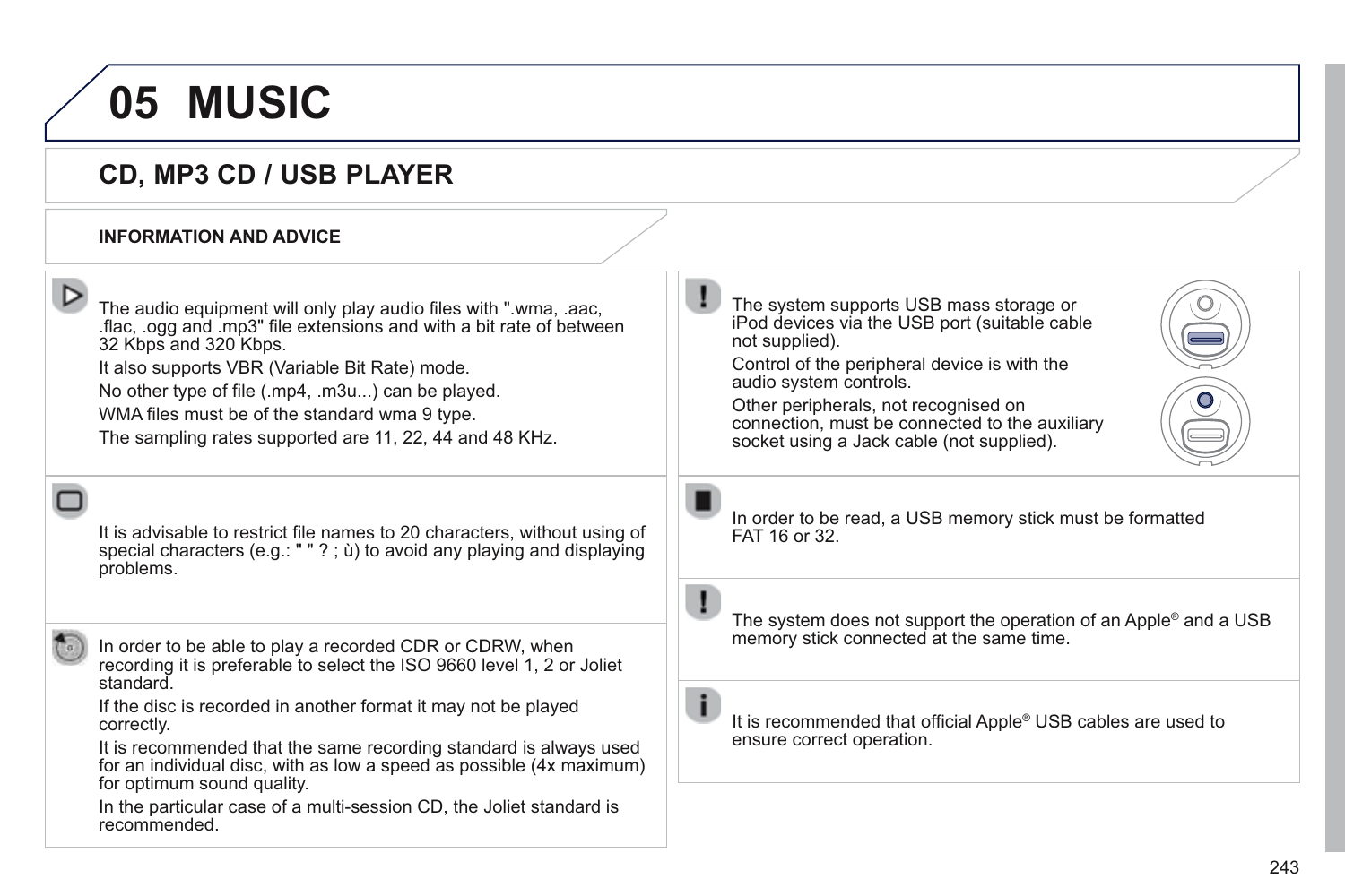# 05 MUSIC

## CD, MP3 CD / USB PLAYER

### INFORMATION AND ADVICE

The audio equipment will only play audio files with ".wma, .aac, .flac, .ogg and .mp3" file extensions and with a bit rate of between 32 Kbps and 320 Kbps.

It also supports VBR (Variable Bit Rate) mode.

No other type of file (.mp4, .m3u...) can be played.

WMA files must be of the standard wma 9 type.

The sampling rates supported are 11, 22, 44 and 48 KHz.

It is advisable to restrict file names to 20 characters, without using of special characters (e.g.: " " ? ; ù) to avoid any playing and displaying problems.

In order to be able to play a recorded CDR or CDRW, when recording it is preferable to select the ISO 9660 level 1, 2 or Joliet standard.

If the disc is recorded in another format it may not be played correctly.

It is recommended that the same recording standard is always used for an individual disc, with as low a speed as possible (4x maximum) for optimum sound quality.

In the particular case of a multi-session CD, the Joliet standard is recommended.

The system supports USB mass storage or iPod devices via the USB port (suitable cable not supplied).

Control of the peripheral device is with the audio system controls.

Other peripherals, not recognised on connection, must be connected to the auxiliary socket using a Jack cable (not supplied).

In order to be read, a USB memory stick must be formatted FAT 16 or 32.

The system does not support the operation of an Apple® and a USB memory stick connected at the same time.

It is recommended that official Apple® USB cables are used to ensure correct operation.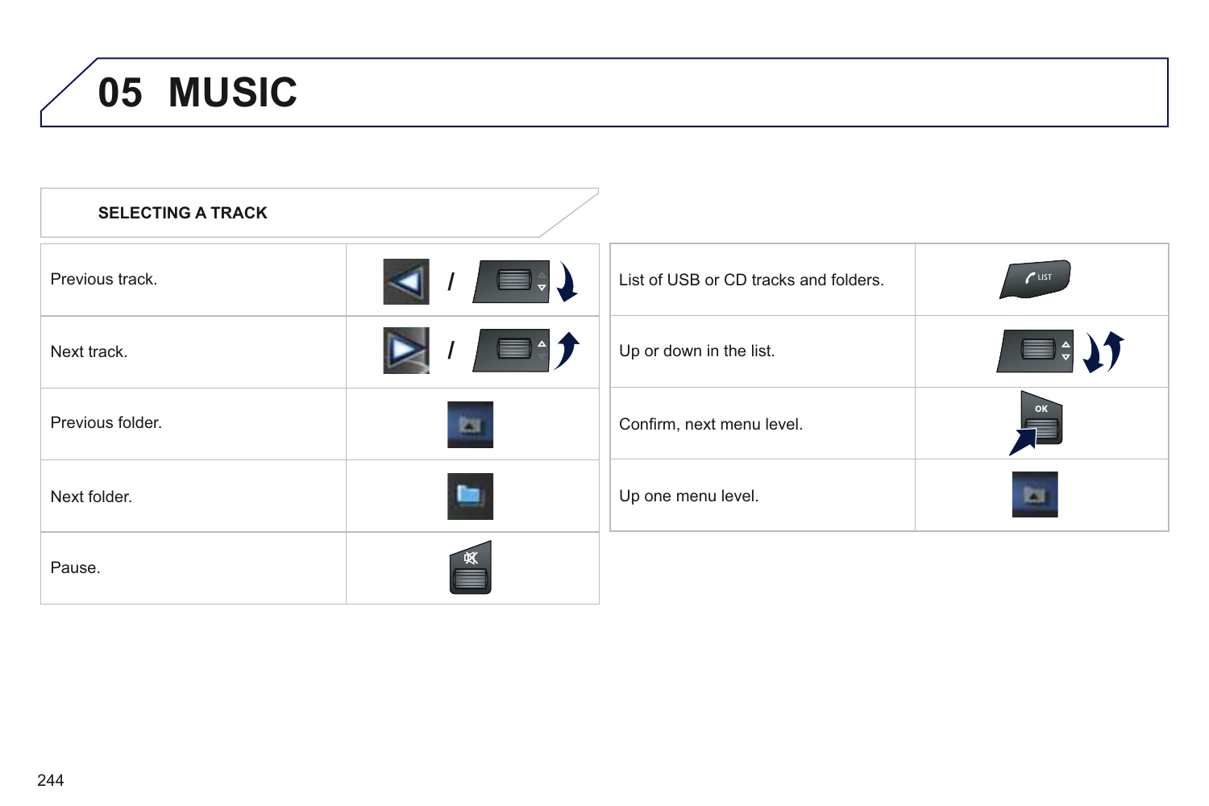# 05 MUSIC

## SELECTING A TRACK

| | |
|---|---|
| Previous track. | / |
| Next track. | / |
| Previous folder. | |
| Next folder. | |
| Pause. | |

| | |
|---|---|
| List of USB or CD tracks and folders. | LIST |
| Up or down in the list. | |
| Confirm, next menu level. | OK |
| Up one menu level. | |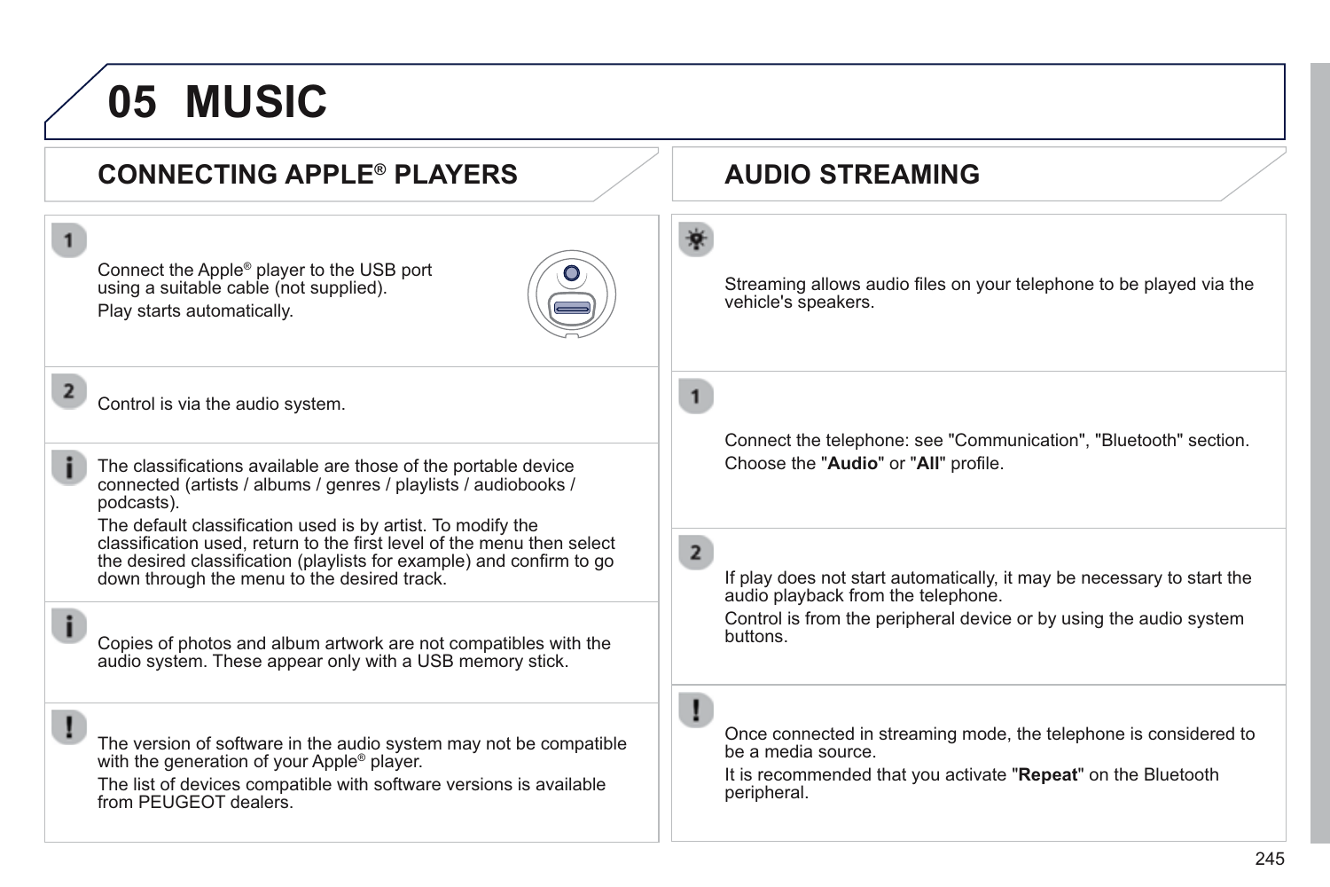# 05 MUSIC

## CONNECTING APPLE® PLAYERS

1. Connect the Apple® player to the USB port using a suitable cable (not supplied).

   Play starts automatically.

2. Control is via the audio system.

The classifications available are those of the portable device connected (artists / albums / genres / playlists / audiobooks / podcasts).

The default classification used is by artist. To modify the classification used, return to the first level of the menu then select the desired classification (playlists for example) and confirm to go down through the menu to the desired track.

Copies of photos and album artwork are not compatibles with the audio system. These appear only with a USB memory stick.

**!** The version of software in the audio system may not be compatible with the generation of your Apple® player.

The list of devices compatible with software versions is available from PEUGEOT dealers.

## AUDIO STREAMING

Streaming allows audio files on your telephone to be played via the vehicle's speakers.

1. Connect the telephone: see "Communication", "Bluetooth" section.

   Choose the "**Audio**" or "**All**" profile.

2. If play does not start automatically, it may be necessary to start the audio playback from the telephone.

   Control is from the peripheral device or by using the audio system buttons.

**!** Once connected in streaming mode, the telephone is considered to be a media source.

It is recommended that you activate "**Repeat**" on the Bluetooth peripheral.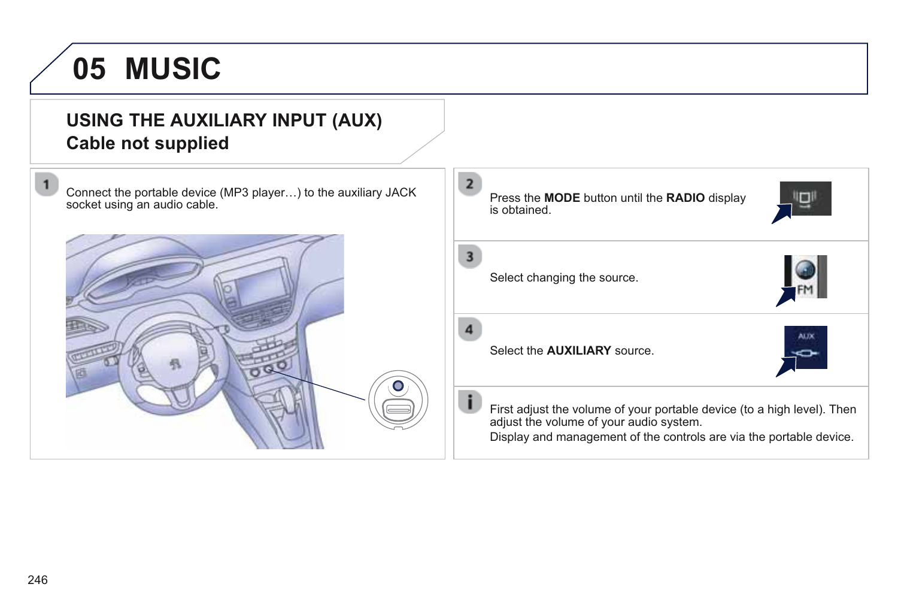# 05 MUSIC

## USING THE AUXILIARY INPUT (AUX)

### Cable not supplied

1. Connect the portable device (MP3 player…) to the auxiliary JACK socket using an audio cable.

2. Press the **MODE** button until the **RADIO** display is obtained.

3. Select changing the source.

4. Select the **AUXILIARY** source.

i. First adjust the volume of your portable device (to a high level). Then adjust the volume of your audio system.
Display and management of the controls are via the portable device.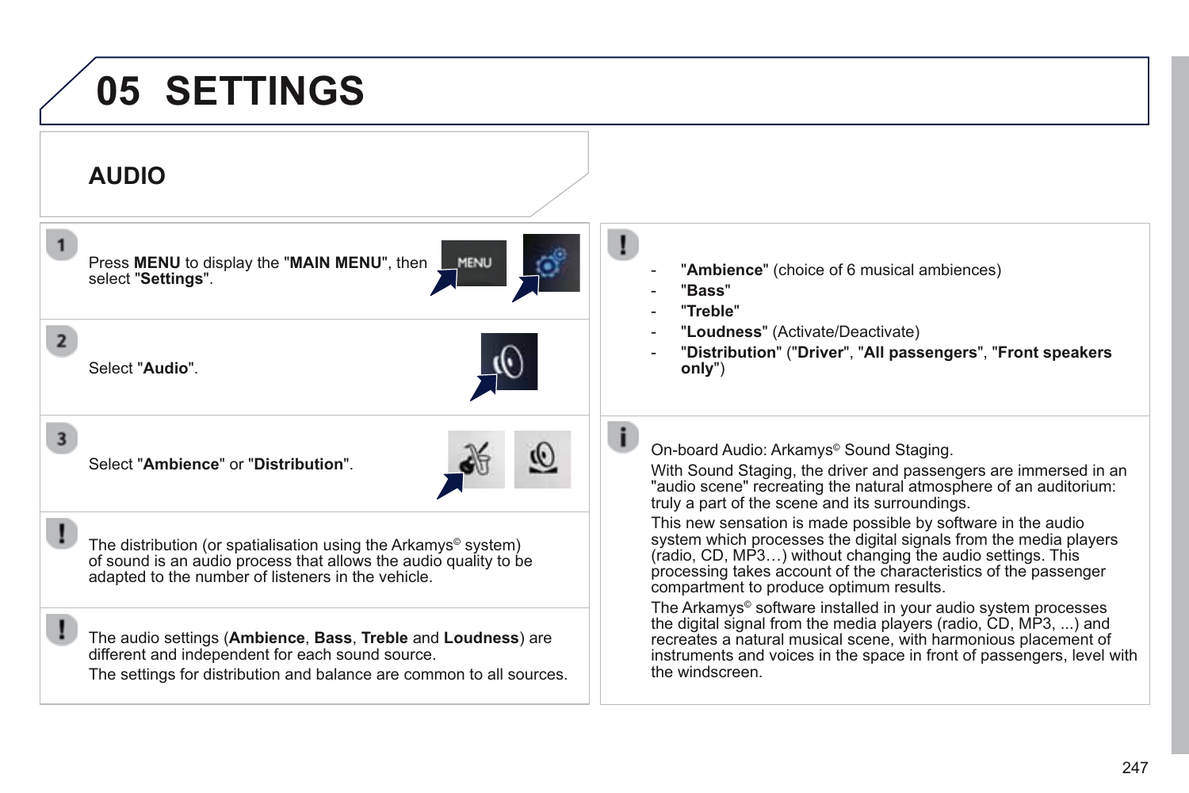# 05 SETTINGS

## AUDIO

1. Press **MENU** to display the "**MAIN MENU**", then select "**Settings**".

2. Select "**Audio**".

3. Select "**Ambience**" or "**Distribution**".

The distribution (or spatialisation using the Arkamys© system) of sound is an audio process that allows the audio quality to be adapted to the number of listeners in the vehicle.

The audio settings (**Ambience**, **Bass**, **Treble** and **Loudness**) are different and independent for each sound source.

The settings for distribution and balance are common to all sources.

- "**Ambience**" (choice of 6 musical ambiences)
- "**Bass**"
- "**Treble**"
- "**Loudness**" (Activate/Deactivate)
- "**Distribution**" ("**Driver**", "**All passengers**", "**Front speakers only**")

On-board Audio: Arkamys© Sound Staging.

With Sound Staging, the driver and passengers are immersed in an "audio scene" recreating the natural atmosphere of an auditorium: truly a part of the scene and its surroundings.

This new sensation is made possible by software in the audio system which processes the digital signals from the media players (radio, CD, MP3…) without changing the audio settings. This processing takes account of the characteristics of the passenger compartment to produce optimum results.

The Arkamys© software installed in your audio system processes the digital signal from the media players (radio, CD, MP3, ...) and recreates a natural musical scene, with harmonious placement of instruments and voices in the space in front of passengers, level with the windscreen.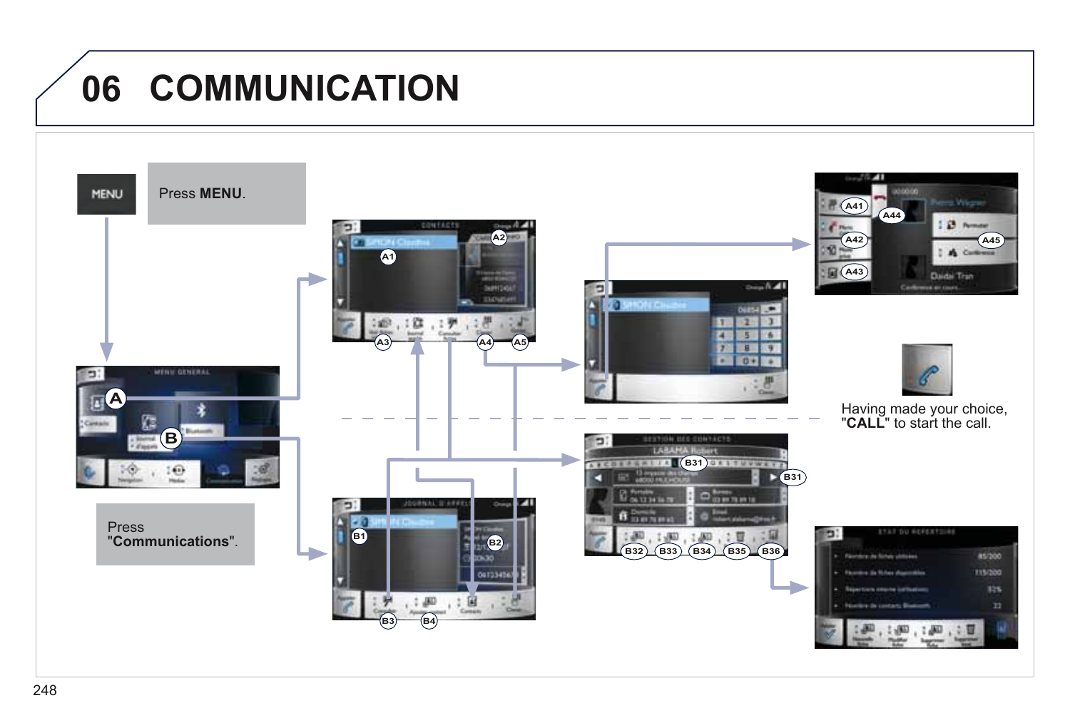# 06 COMMUNICATION

Press **MENU**.

Press "**Communications**".

Having made your choice, "**CALL**" to start the call.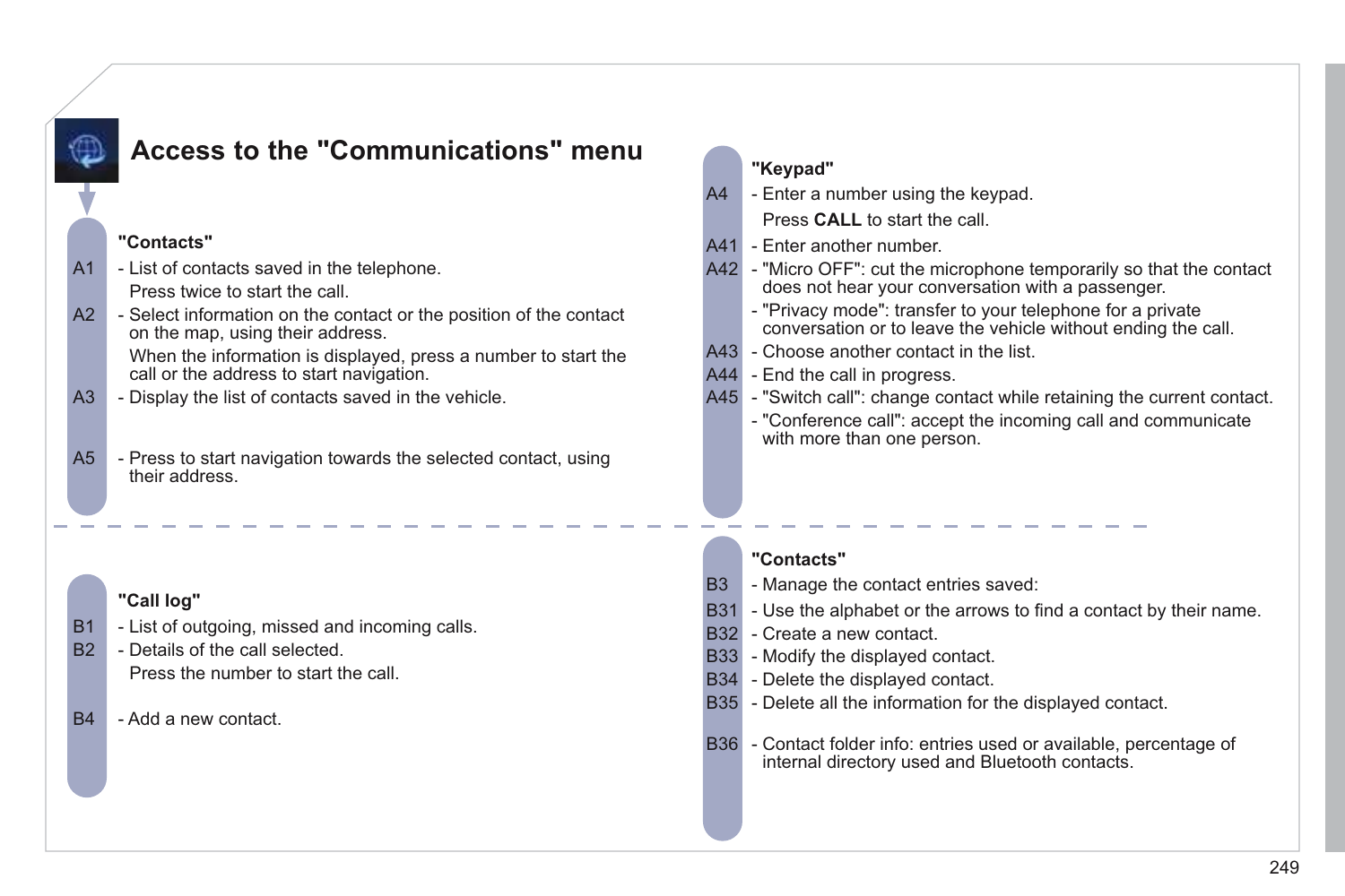# Access to the "Communications" menu

**"Contacts"**

A1 - List of contacts saved in the telephone.
Press twice to start the call.

A2 - Select information on the contact or the position of the contact on the map, using their address.
When the information is displayed, press a number to start the call or the address to start navigation.

A3 - Display the list of contacts saved in the vehicle.

A5 - Press to start navigation towards the selected contact, using their address.

**"Keypad"**

A4 - Enter a number using the keypad.
Press **CALL** to start the call.

A41 - Enter another number.

A42 - "Micro OFF": cut the microphone temporarily so that the contact does not hear your conversation with a passenger.
- "Privacy mode": transfer to your telephone for a private conversation or to leave the vehicle without ending the call.

A43 - Choose another contact in the list.

A44 - End the call in progress.

A45 - "Switch call": change contact while retaining the current contact.
- "Conference call": accept the incoming call and communicate with more than one person.

---

**"Call log"**

B1 - List of outgoing, missed and incoming calls.

B2 - Details of the call selected.
Press the number to start the call.

B4 - Add a new contact.

**"Contacts"**

B3 - Manage the contact entries saved:

B31 - Use the alphabet or the arrows to find a contact by their name.

B32 - Create a new contact.

B33 - Modify the displayed contact.

B34 - Delete the displayed contact.

B35 - Delete all the information for the displayed contact.

B36 - Contact folder info: entries used or available, percentage of internal directory used and Bluetooth contacts.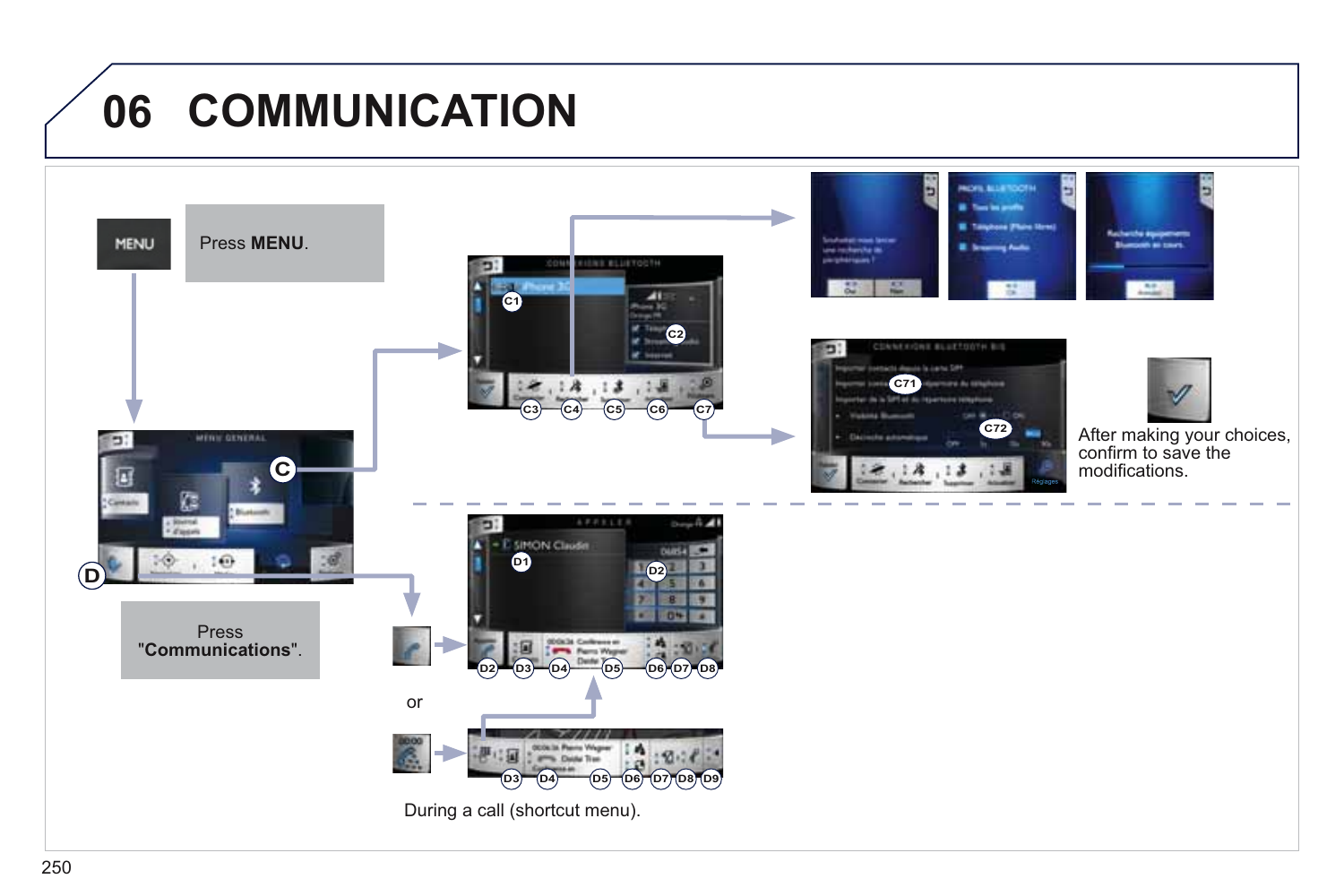# 06 COMMUNICATION

MENU

Press **MENU**.

Press "**Communications**".

C

D

C1 C2 C3 C4 C5 C6 C7

C71 C72

After making your choices, confirm to save the modifications.

D1 D2 D3 D4 D5 D6 D7 D8

or

D3 D4 D5 D6 D7 D8 D9

During a call (shortcut menu).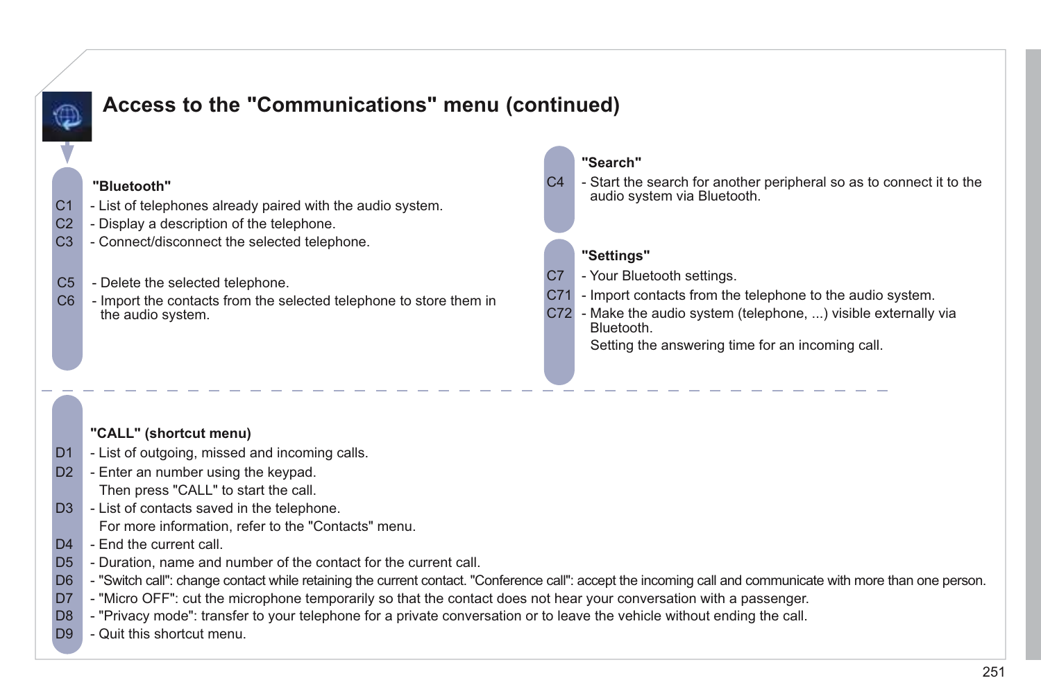# Access to the "Communications" menu (continued)

**"Bluetooth"**

C1 - List of telephones already paired with the audio system.
C2 - Display a description of the telephone.
C3 - Connect/disconnect the selected telephone.

C5 - Delete the selected telephone.
C6 - Import the contacts from the selected telephone to store them in the audio system.

**"Search"**

C4 - Start the search for another peripheral so as to connect it to the audio system via Bluetooth.

**"Settings"**

C7 - Your Bluetooth settings.
C71 - Import contacts from the telephone to the audio system.
C72 - Make the audio system (telephone, ...) visible externally via Bluetooth.
Setting the answering time for an incoming call.

**"CALL" (shortcut menu)**

D1 - List of outgoing, missed and incoming calls.
D2 - Enter an number using the keypad.
Then press "CALL" to start the call.
D3 - List of contacts saved in the telephone.
For more information, refer to the "Contacts" menu.
D4 - End the current call.
D5 - Duration, name and number of the contact for the current call.
D6 - "Switch call": change contact while retaining the current contact. "Conference call": accept the incoming call and communicate with more than one person.
D7 - "Micro OFF": cut the microphone temporarily so that the contact does not hear your conversation with a passenger.
D8 - "Privacy mode": transfer to your telephone for a private conversation or to leave the vehicle without ending the call.
D9 - Quit this shortcut menu.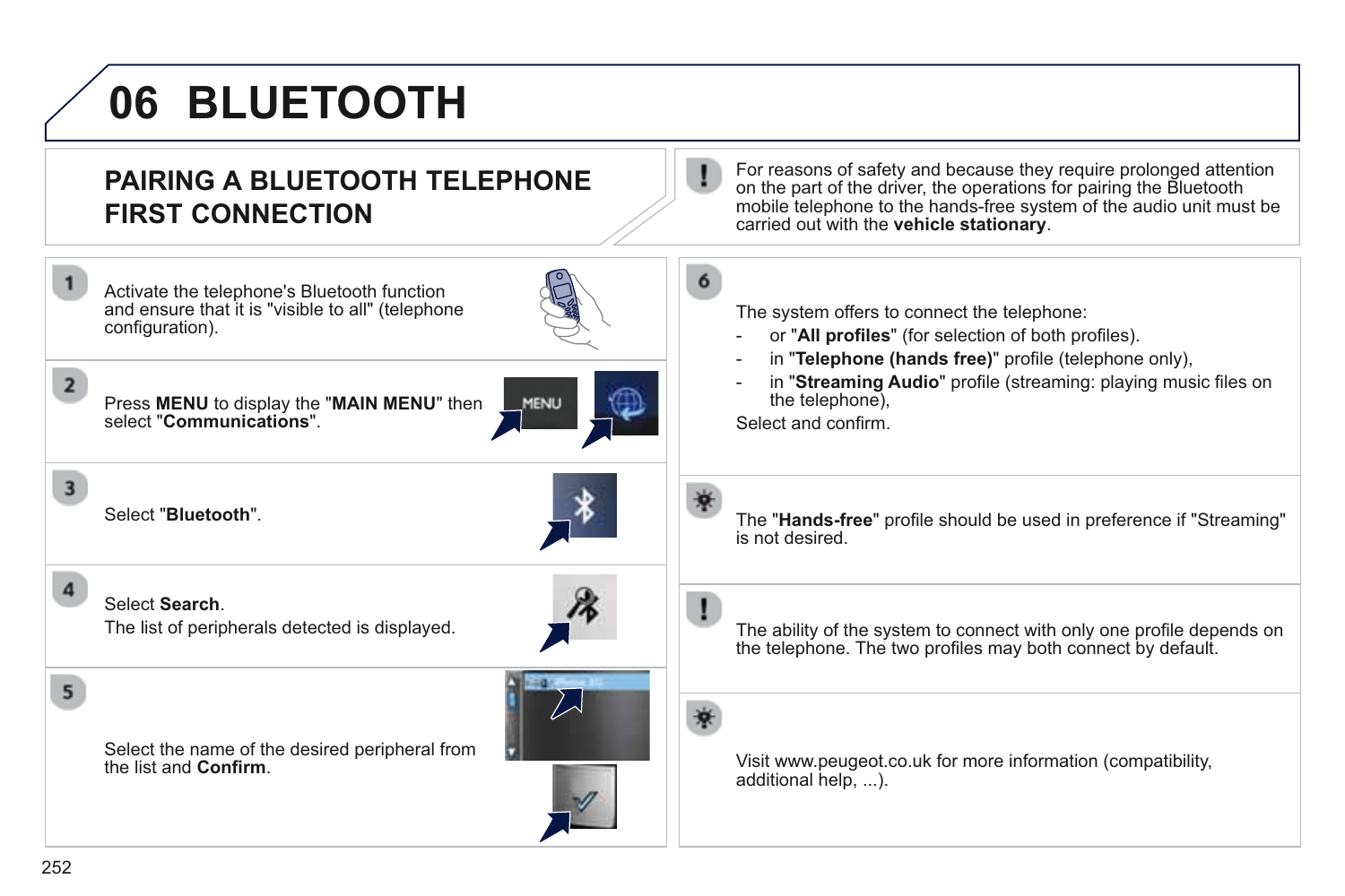# 06 BLUETOOTH

## PAIRING A BLUETOOTH TELEPHONE FIRST CONNECTION

For reasons of safety and because they require prolonged attention on the part of the driver, the operations for pairing the Bluetooth mobile telephone to the hands-free system of the audio unit must be carried out with the **vehicle stationary**.

1. Activate the telephone's Bluetooth function and ensure that it is "visible to all" (telephone configuration).

2. Press **MENU** to display the "**MAIN MENU**" then select "**Communications**".

3. Select "**Bluetooth**".

4. Select **Search**.
   The list of peripherals detected is displayed.

5. Select the name of the desired peripheral from the list and **Confirm**.

6. The system offers to connect the telephone:
   - or "**All profiles**" (for selection of both profiles).
   - in "**Telephone (hands free)**" profile (telephone only),
   - in "**Streaming Audio**" profile (streaming: playing music files on the telephone),

   Select and confirm.

The "**Hands-free**" profile should be used in preference if "Streaming" is not desired.

The ability of the system to connect with only one profile depends on the telephone. The two profiles may both connect by default.

Visit www.peugeot.co.uk for more information (compatibility, additional help, ...).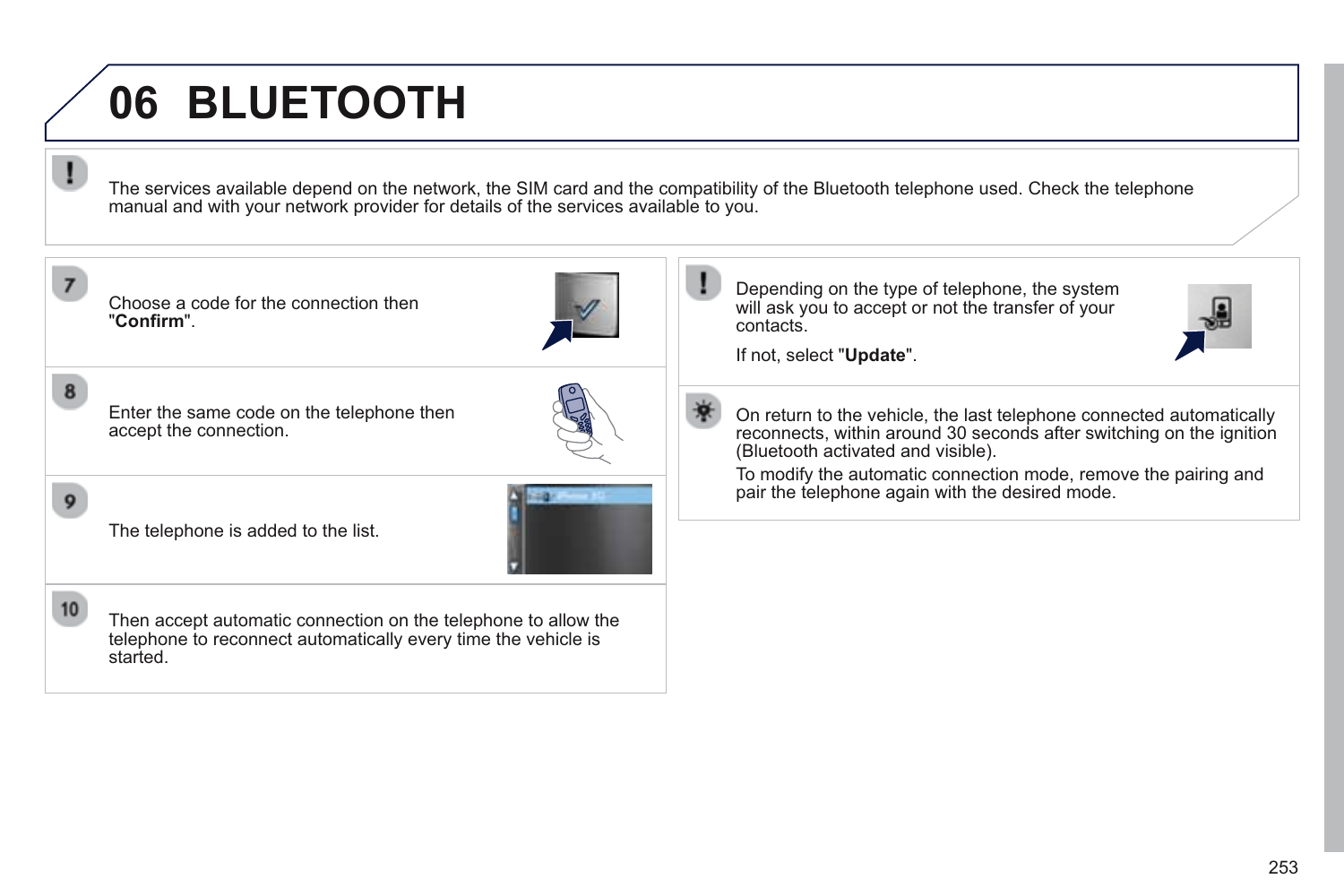# 06 BLUETOOTH

The services available depend on the network, the SIM card and the compatibility of the Bluetooth telephone used. Check the telephone manual and with your network provider for details of the services available to you.

7. Choose a code for the connection then "**Confirm**".

8. Enter the same code on the telephone then accept the connection.

9. The telephone is added to the list.

10. Then accept automatic connection on the telephone to allow the telephone to reconnect automatically every time the vehicle is started.

Depending on the type of telephone, the system will ask you to accept or not the transfer of your contacts.

If not, select "**Update**".

On return to the vehicle, the last telephone connected automatically reconnects, within around 30 seconds after switching on the ignition (Bluetooth activated and visible).

To modify the automatic connection mode, remove the pairing and pair the telephone again with the desired mode.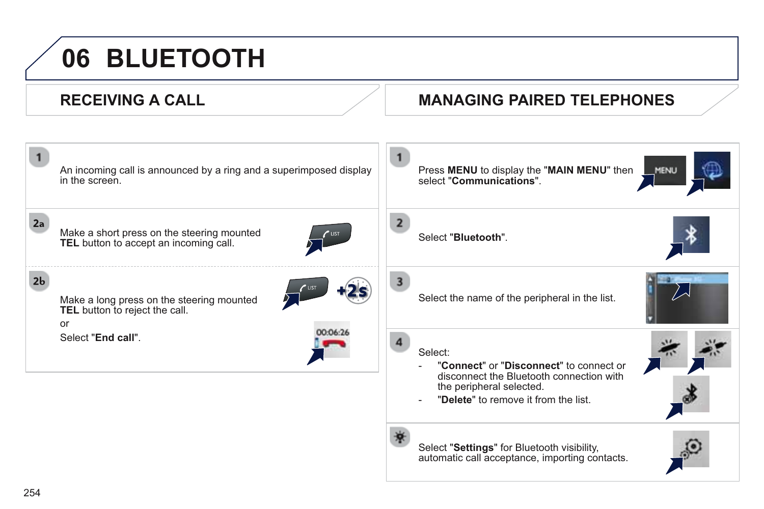# 06 BLUETOOTH

## RECEIVING A CALL

**1**

An incoming call is announced by a ring and a superimposed display in the screen.

**2a**

Make a short press on the steering mounted **TEL** button to accept an incoming call.

**2b**

Make a long press on the steering mounted **TEL** button to reject the call.

or

Select "**End call**".

## MANAGING PAIRED TELEPHONES

**1**

Press **MENU** to display the "**MAIN MENU**" then select "**Communications**".

**2**

Select "**Bluetooth**".

**3**

Select the name of the peripheral in the list.

**4**

Select:

- "**Connect**" or "**Disconnect**" to connect or disconnect the Bluetooth connection with the peripheral selected.
- "**Delete**" to remove it from the list.

Select "**Settings**" for Bluetooth visibility, automatic call acceptance, importing contacts.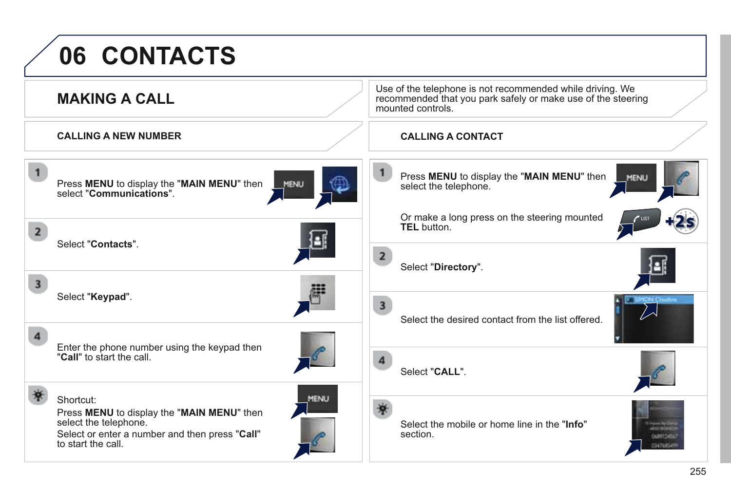# 06 CONTACTS

## MAKING A CALL

### CALLING A NEW NUMBER

1. Press **MENU** to display the "**MAIN MENU**" then select "**Communications**".

2. Select "**Contacts**".

3. Select "**Keypad**".

4. Enter the phone number using the keypad then "**Call**" to start the call.

Shortcut:
Press **MENU** to display the "**MAIN MENU**" then select the telephone.
Select or enter a number and then press "**Call**" to start the call.

Use of the telephone is not recommended while driving. We recommended that you park safely or make use of the steering mounted controls.

### CALLING A CONTACT

1. Press **MENU** to display the "**MAIN MENU**" then select the telephone.

   Or make a long press on the steering mounted **TEL** button.

2. Select "**Directory**".

3. Select the desired contact from the list offered.

4. Select "**CALL**".

Select the mobile or home line in the "**Info**" section.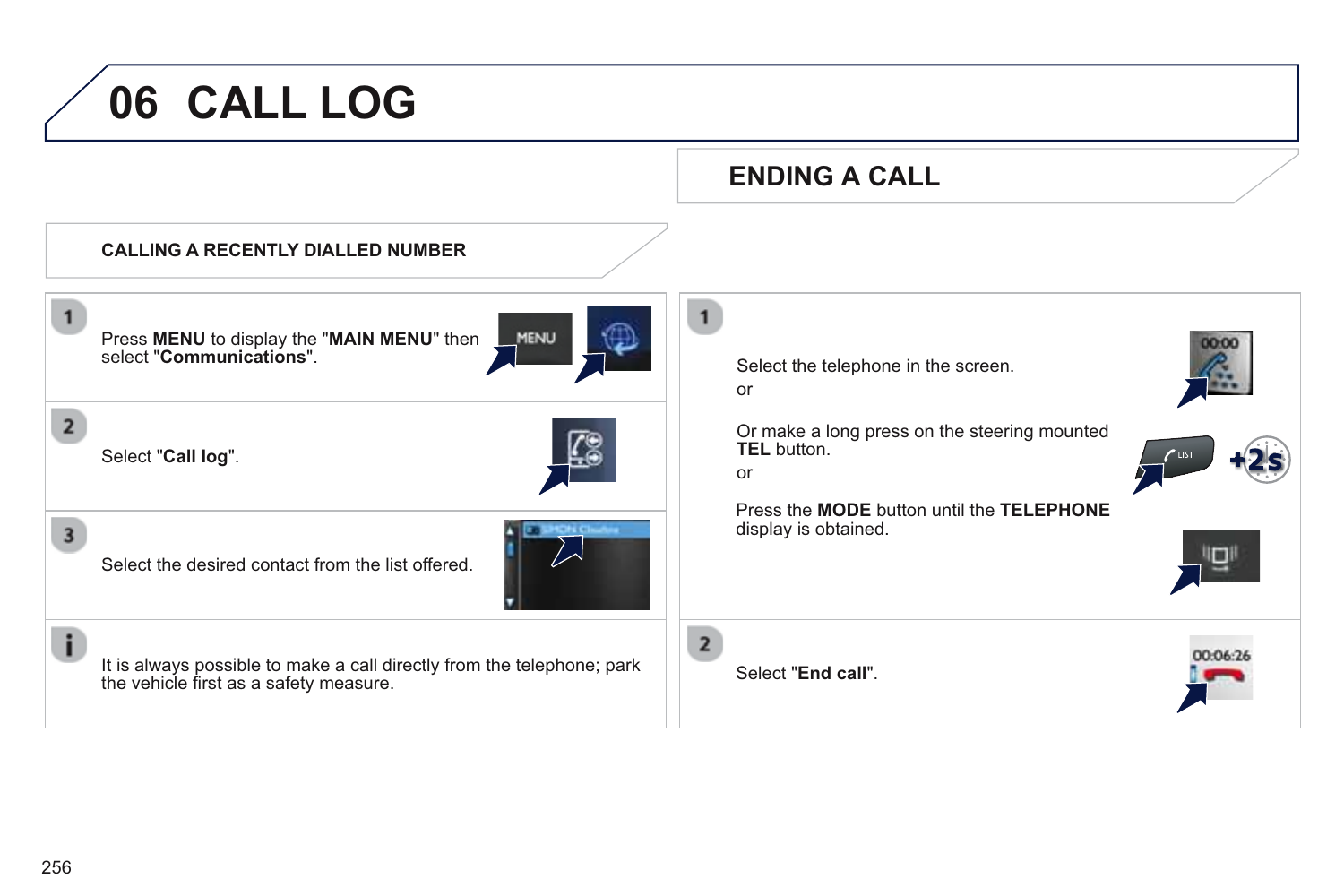# 06 CALL LOG

## CALLING A RECENTLY DIALLED NUMBER

1. Press **MENU** to display the "**MAIN MENU**" then select "**Communications**".

2. Select "**Call log**".

3. Select the desired contact from the list offered.

i. It is always possible to make a call directly from the telephone; park the vehicle first as a safety measure.

## ENDING A CALL

1. Select the telephone in the screen.

   or

   Or make a long press on the steering mounted **TEL** button.

   or

   Press the **MODE** button until the **TELEPHONE** display is obtained.

2. Select "**End call**".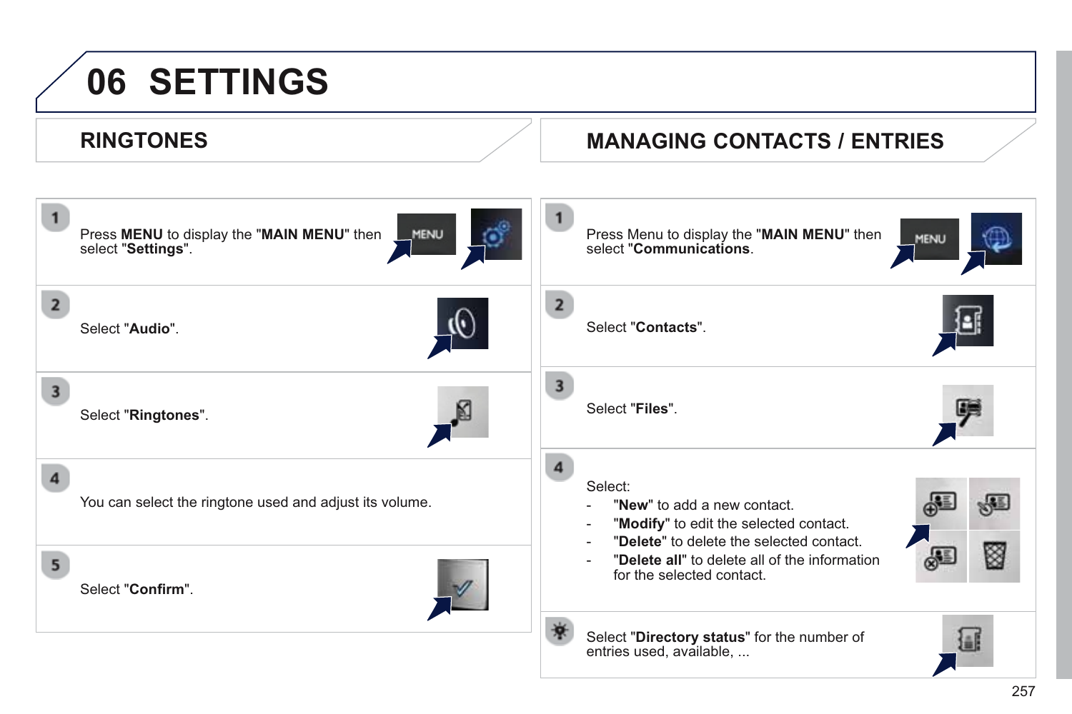# 06 SETTINGS

## RINGTONES

1. Press **MENU** to display the "**MAIN MENU**" then select "**Settings**".

2. Select "**Audio**".

3. Select "**Ringtones**".

4. You can select the ringtone used and adjust its volume.

5. Select "**Confirm**".

## MANAGING CONTACTS / ENTRIES

1. Press Menu to display the "**MAIN MENU**" then select "**Communications**".

2. Select "**Contacts**".

3. Select "**Files**".

4. Select:
   - "**New**" to add a new contact.
   - "**Modify**" to edit the selected contact.
   - "**Delete**" to delete the selected contact.
   - "**Delete all**" to delete all of the information for the selected contact.

Select "**Directory status**" for the number of entries used, available, ...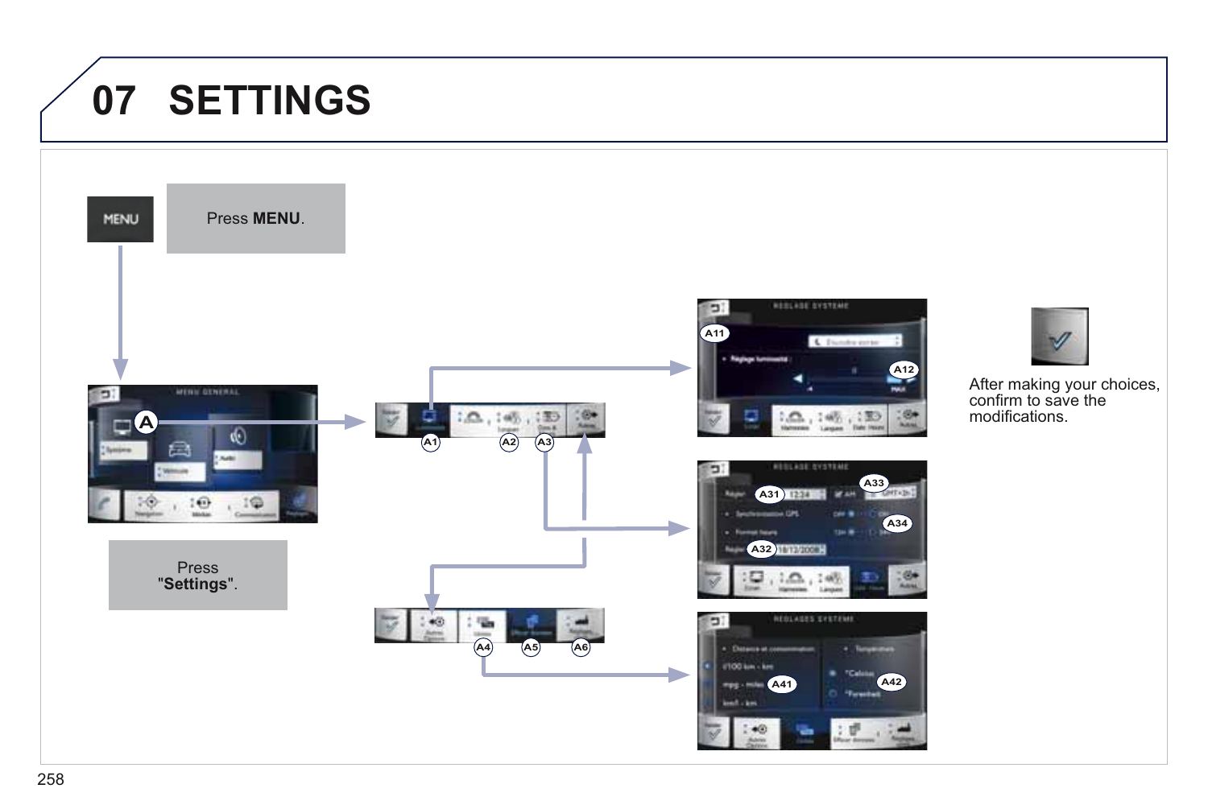# 07 SETTINGS

Press **MENU**.

Press "**Settings**".

After making your choices, confirm to save the modifications.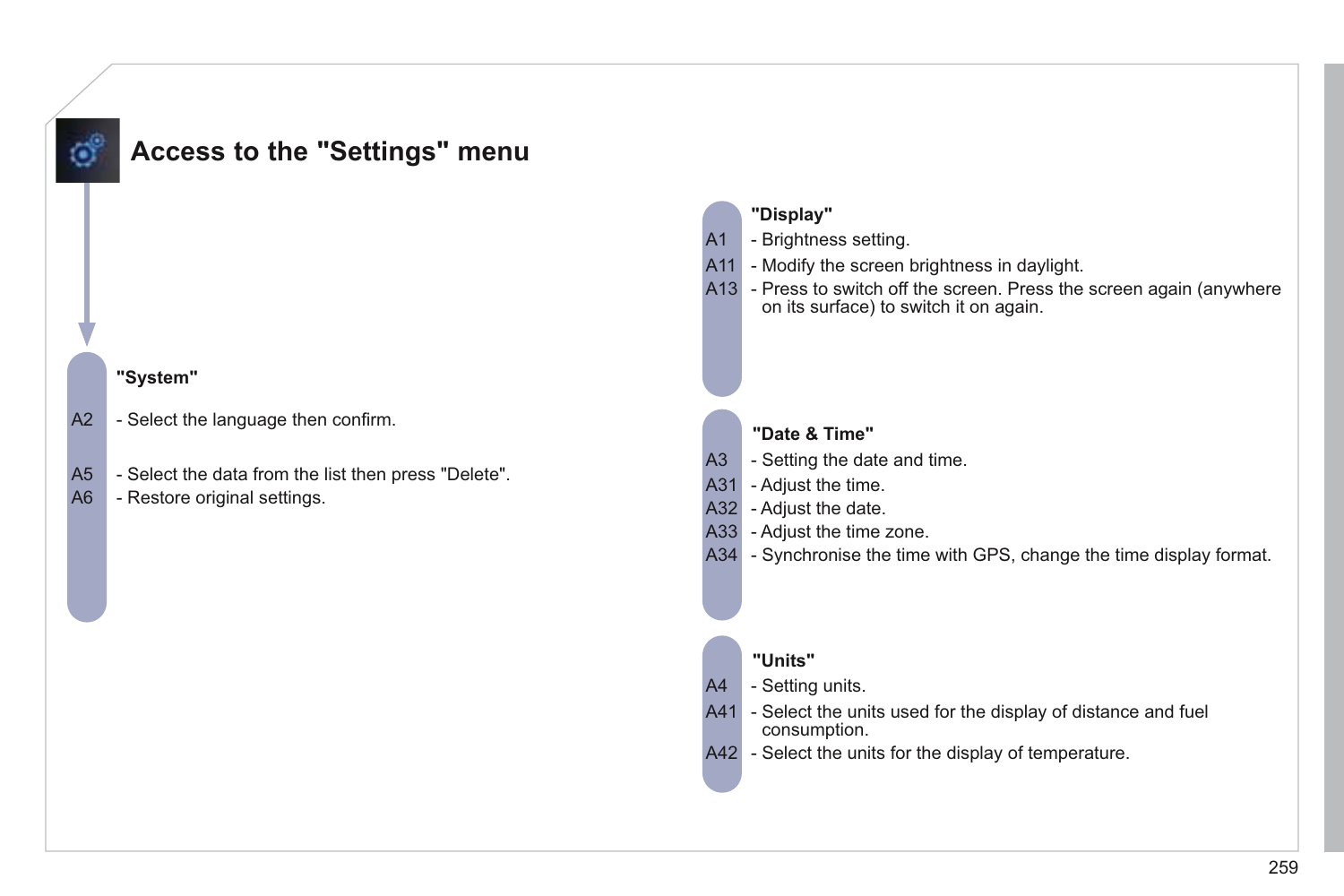# Access to the "Settings" menu

**"System"**

A2 - Select the language then confirm.

A5 - Select the data from the list then press "Delete".
A6 - Restore original settings.

**"Display"**

A1 - Brightness setting.
A11 - Modify the screen brightness in daylight.
A13 - Press to switch off the screen. Press the screen again (anywhere on its surface) to switch it on again.

**"Date & Time"**

A3 - Setting the date and time.
A31 - Adjust the time.
A32 - Adjust the date.
A33 - Adjust the time zone.
A34 - Synchronise the time with GPS, change the time display format.

**"Units"**

A4 - Setting units.
A41 - Select the units used for the display of distance and fuel consumption.
A42 - Select the units for the display of temperature.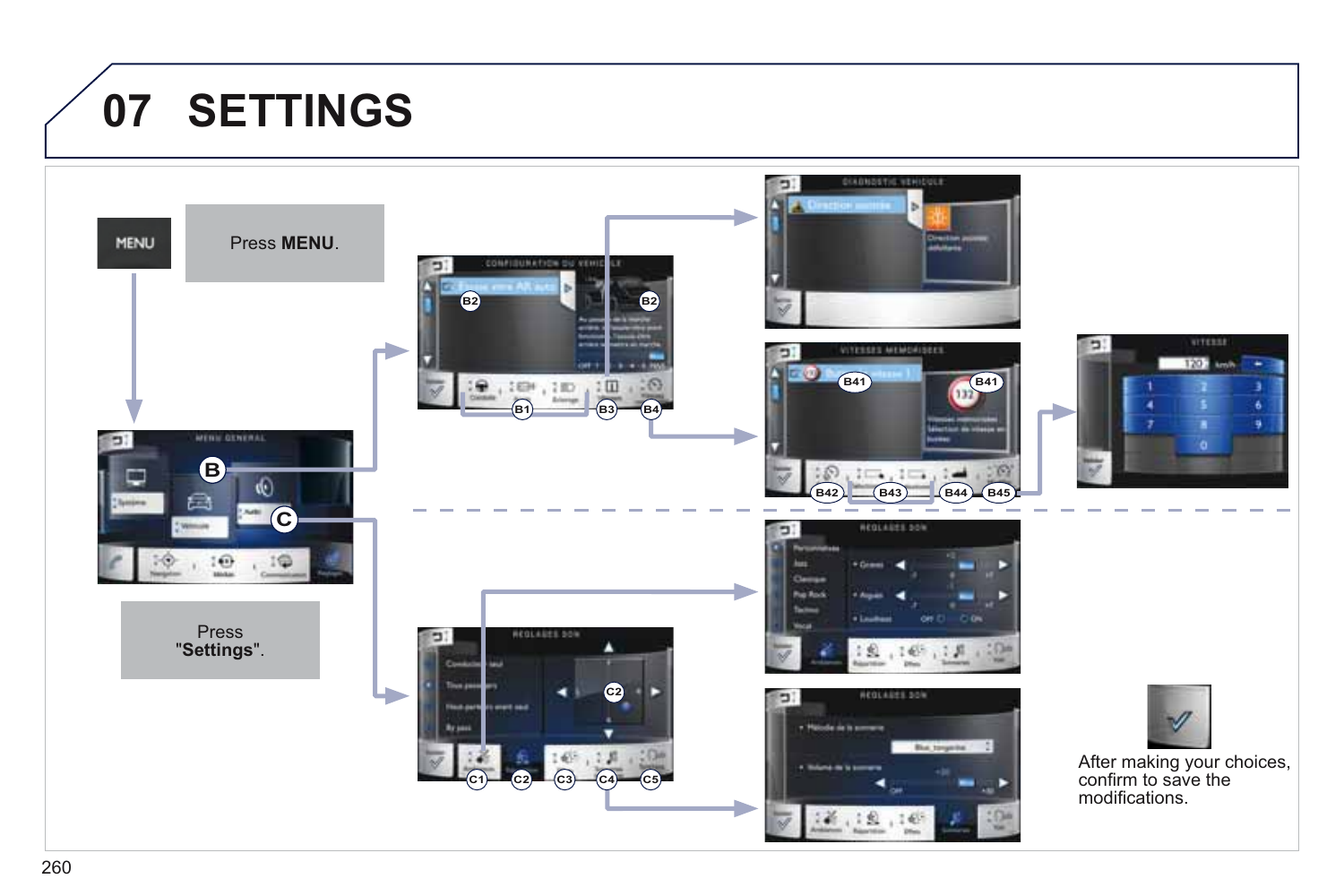# 07 SETTINGS

MENU

Press **MENU**.

Press "**Settings**".

After making your choices, confirm to save the modifications.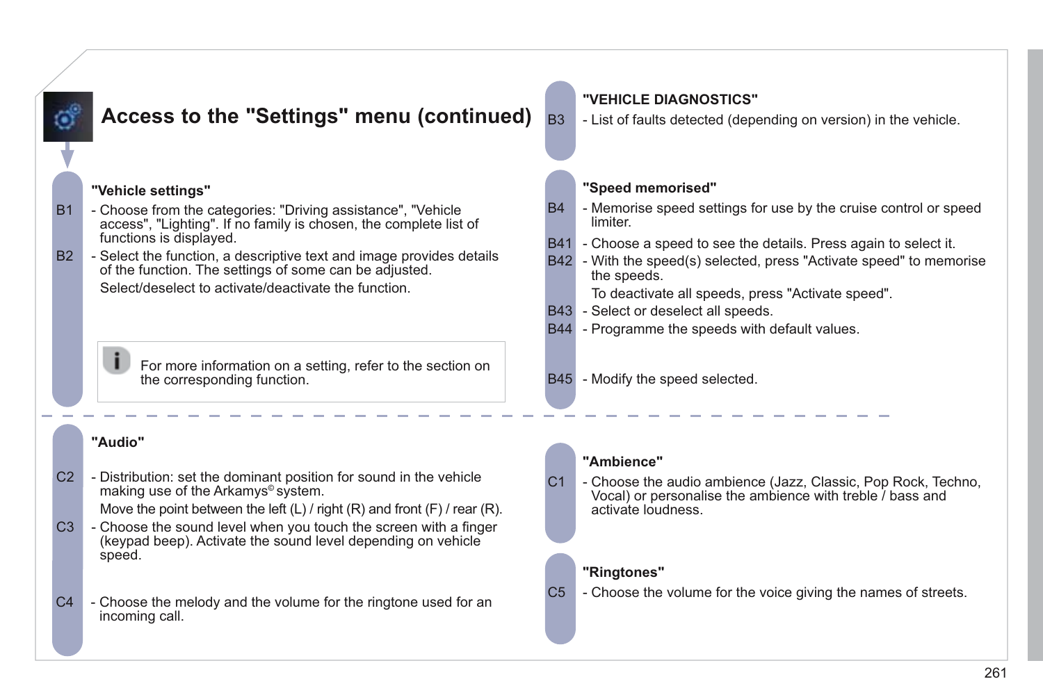# Access to the "Settings" menu (continued)

**"Vehicle settings"**

B1 - Choose from the categories: "Driving assistance", "Vehicle access", "Lighting". If no family is chosen, the complete list of functions is displayed.

B2 - Select the function, a descriptive text and image provides details of the function. The settings of some can be adjusted.
Select/deselect to activate/deactivate the function.

For more information on a setting, refer to the section on the corresponding function.

**"VEHICLE DIAGNOSTICS"**

B3 - List of faults detected (depending on version) in the vehicle.

**"Speed memorised"**

B4 - Memorise speed settings for use by the cruise control or speed limiter.

B41 - Choose a speed to see the details. Press again to select it.

B42 - With the speed(s) selected, press "Activate speed" to memorise the speeds.
To deactivate all speeds, press "Activate speed".

B43 - Select or deselect all speeds.

B44 - Programme the speeds with default values.

B45 - Modify the speed selected.

**"Audio"**

C2 - Distribution: set the dominant position for sound in the vehicle making use of the Arkamys© system.
Move the point between the left (L) / right (R) and front (F) / rear (R).

C3 - Choose the sound level when you touch the screen with a finger (keypad beep). Activate the sound level depending on vehicle speed.

C4 - Choose the melody and the volume for the ringtone used for an incoming call.

**"Ambience"**

C1 - Choose the audio ambience (Jazz, Classic, Pop Rock, Techno, Vocal) or personalise the ambience with treble / bass and activate loudness.

**"Ringtones"**

C5 - Choose the volume for the voice giving the names of streets.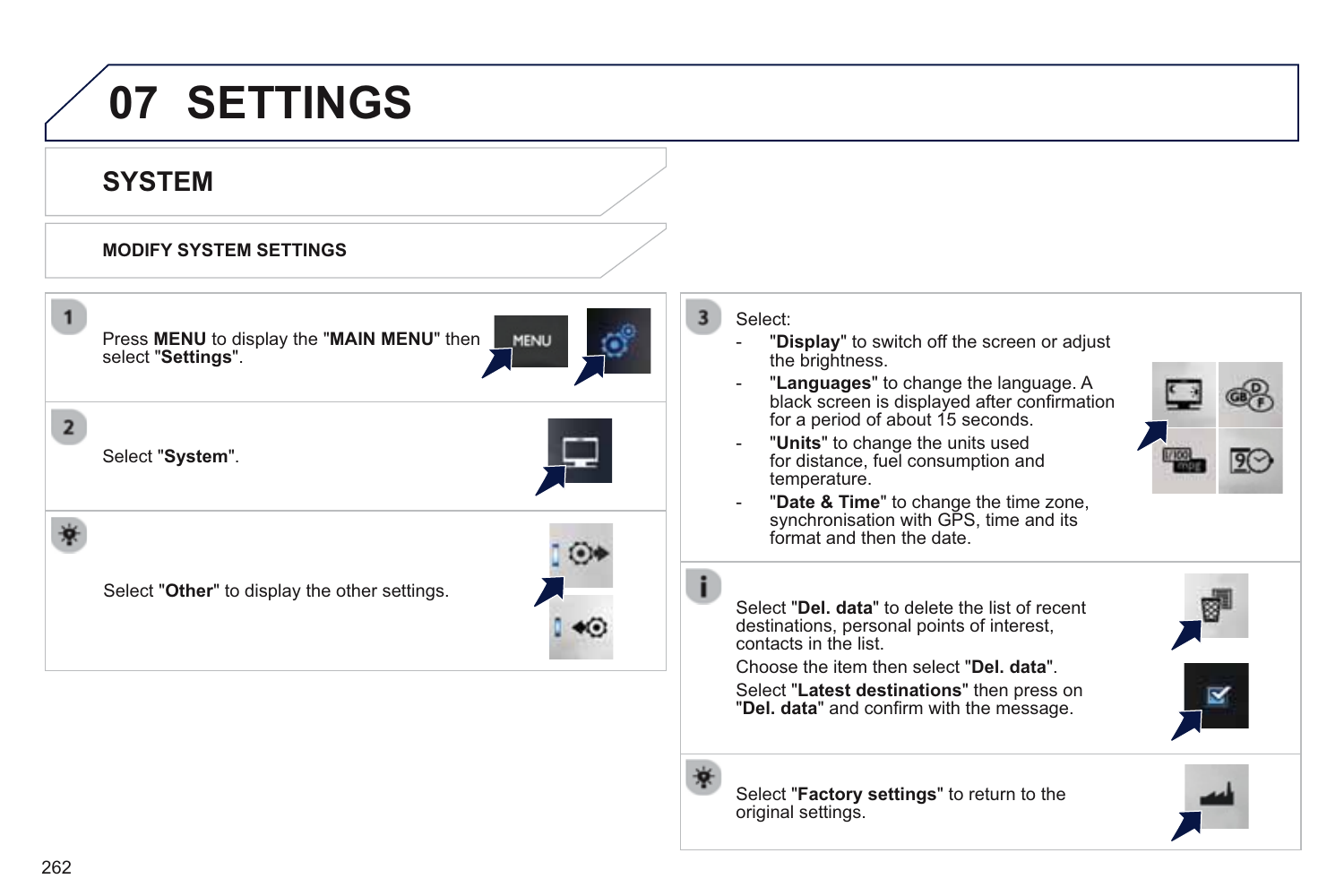# 07 SETTINGS

## SYSTEM

### MODIFY SYSTEM SETTINGS

**1** Press **MENU** to display the "**MAIN MENU**" then select "**Settings**".

**2** Select "**System**".

Select "**Other**" to display the other settings.

**3** Select:

- "**Display**" to switch off the screen or adjust the brightness.
- "**Languages**" to change the language. A black screen is displayed after confirmation for a period of about 15 seconds.
- "**Units**" to change the units used for distance, fuel consumption and temperature.
- "**Date & Time**" to change the time zone, synchronisation with GPS, time and its format and then the date.

Select "**Del. data**" to delete the list of recent destinations, personal points of interest, contacts in the list.

Choose the item then select "**Del. data**".

Select "**Latest destinations**" then press on "**Del. data**" and confirm with the message.

Select "**Factory settings**" to return to the original settings.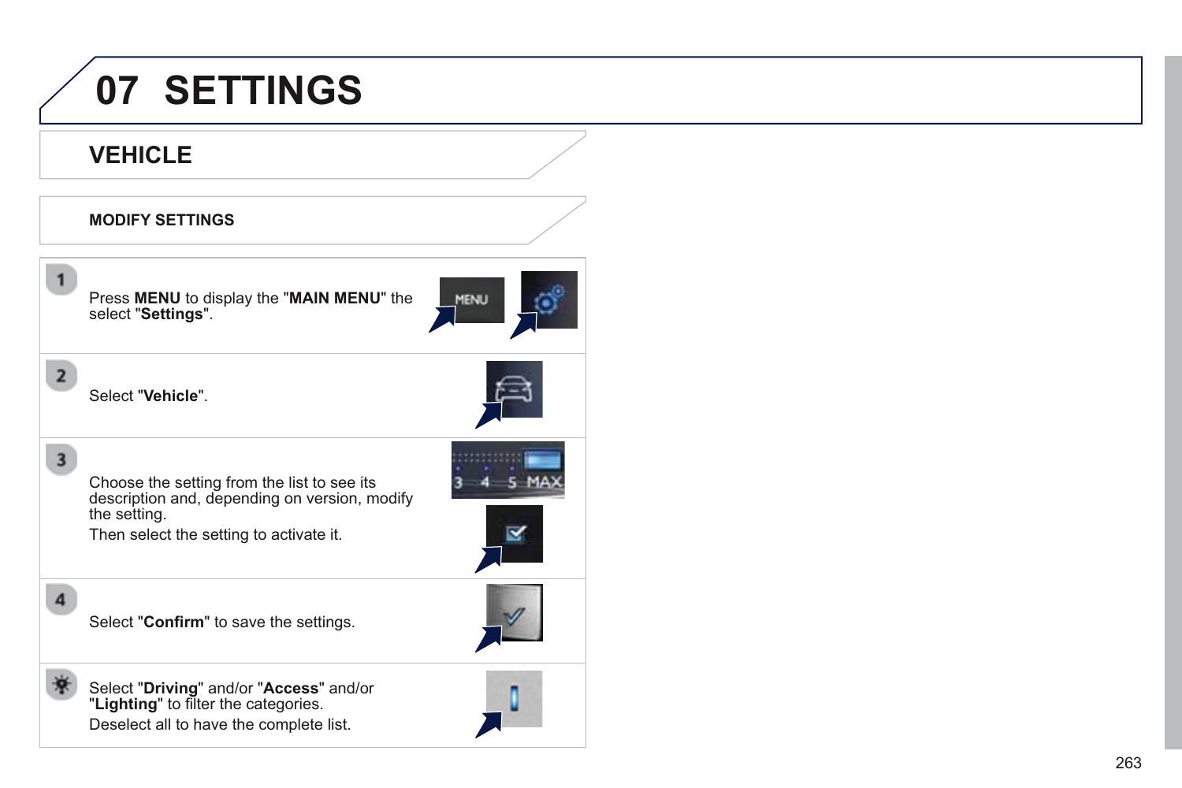# 07 SETTINGS

## VEHICLE

### MODIFY SETTINGS

1. Press **MENU** to display the "**MAIN MENU**" the select "**Settings**".

2. Select "**Vehicle**".

3. Choose the setting from the list to see its description and, depending on version, modify the setting.
   Then select the setting to activate it.

4. Select "**Confirm**" to save the settings.

Select "**Driving**" and/or "**Access**" and/or "**Lighting**" to filter the categories.
Deselect all to have the complete list.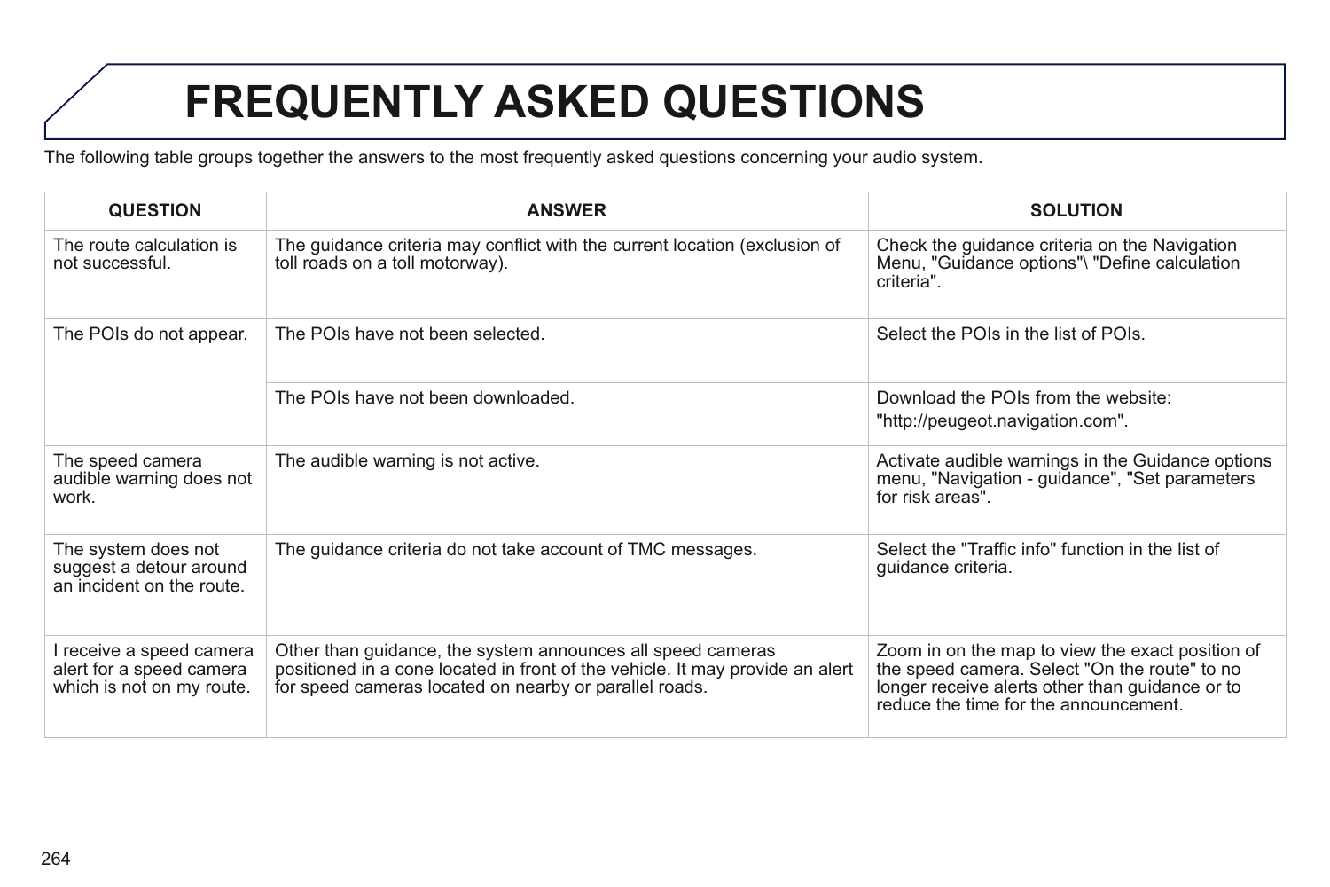# FREQUENTLY ASKED QUESTIONS

The following table groups together the answers to the most frequently asked questions concerning your audio system.

| QUESTION | ANSWER | SOLUTION |
|---|---|---|
| The route calculation is not successful. | The guidance criteria may conflict with the current location (exclusion of toll roads on a toll motorway). | Check the guidance criteria on the Navigation Menu, "Guidance options"\ "Define calculation criteria". |
| The POIs do not appear. | The POIs have not been selected. | Select the POIs in the list of POIs. |
| | The POIs have not been downloaded. | Download the POIs from the website: "http://peugeot.navigation.com". |
| The speed camera audible warning does not work. | The audible warning is not active. | Activate audible warnings in the Guidance options menu, "Navigation - guidance", "Set parameters for risk areas". |
| The system does not suggest a detour around an incident on the route. | The guidance criteria do not take account of TMC messages. | Select the "Traffic info" function in the list of guidance criteria. |
| I receive a speed camera alert for a speed camera which is not on my route. | Other than guidance, the system announces all speed cameras positioned in a cone located in front of the vehicle. It may provide an alert for speed cameras located on nearby or parallel roads. | Zoom in on the map to view the exact position of the speed camera. Select "On the route" to no longer receive alerts other than guidance or to reduce the time for the announcement. |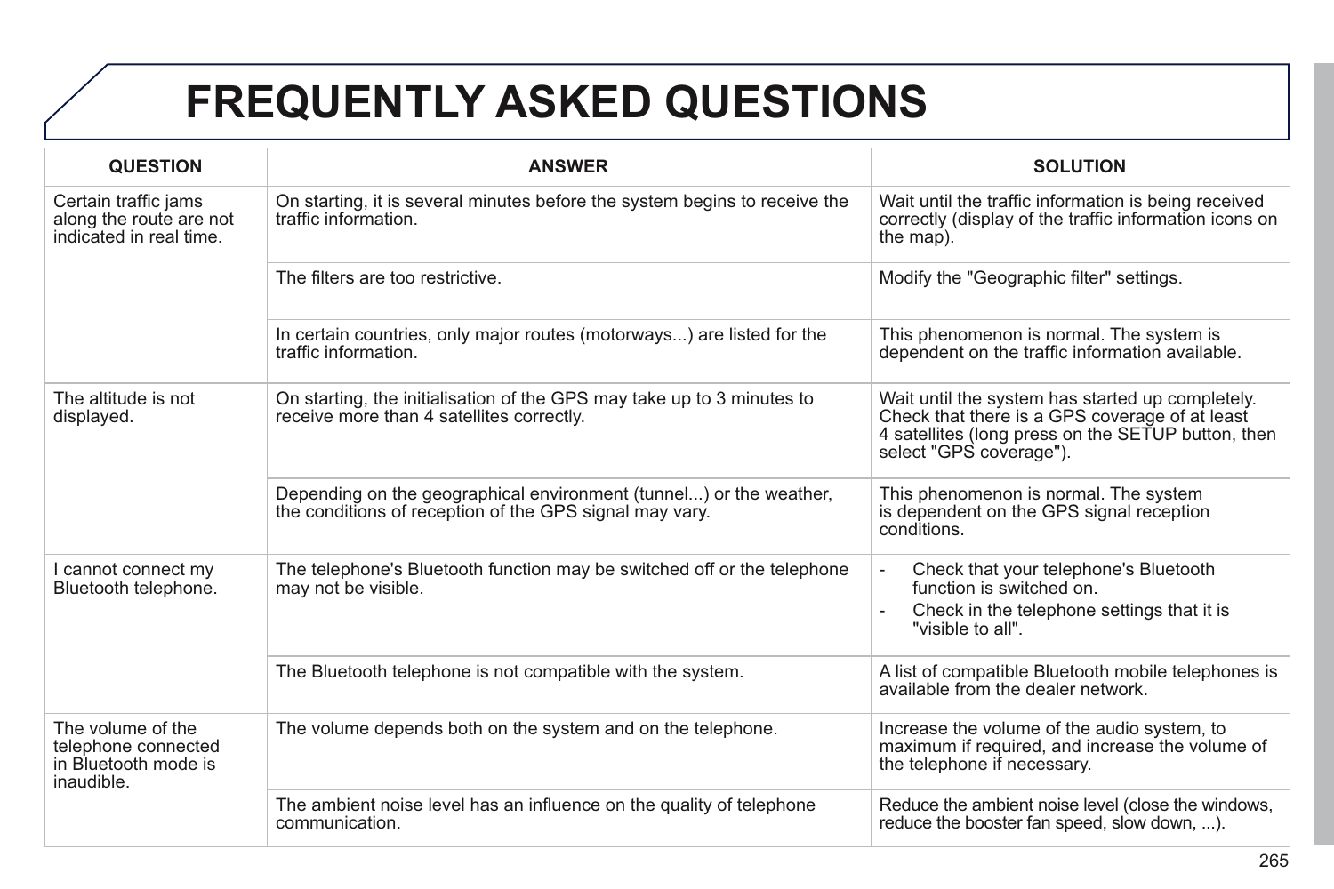# FREQUENTLY ASKED QUESTIONS

| QUESTION | ANSWER | SOLUTION |
|---|---|---|
| Certain traffic jams along the route are not indicated in real time. | On starting, it is several minutes before the system begins to receive the traffic information. | Wait until the traffic information is being received correctly (display of the traffic information icons on the map). |
| | The filters are too restrictive. | Modify the "Geographic filter" settings. |
| | In certain countries, only major routes (motorways...) are listed for the traffic information. | This phenomenon is normal. The system is dependent on the traffic information available. |
| The altitude is not displayed. | On starting, the initialisation of the GPS may take up to 3 minutes to receive more than 4 satellites correctly. | Wait until the system has started up completely. Check that there is a GPS coverage of at least 4 satellites (long press on the SETUP button, then select "GPS coverage"). |
| | Depending on the geographical environment (tunnel...) or the weather, the conditions of reception of the GPS signal may vary. | This phenomenon is normal. The system is dependent on the GPS signal reception conditions. |
| I cannot connect my Bluetooth telephone. | The telephone's Bluetooth function may be switched off or the telephone may not be visible. | - Check that your telephone's Bluetooth function is switched on.<br>- Check in the telephone settings that it is "visible to all". |
| | The Bluetooth telephone is not compatible with the system. | A list of compatible Bluetooth mobile telephones is available from the dealer network. |
| The volume of the telephone connected in Bluetooth mode is inaudible. | The volume depends both on the system and on the telephone. | Increase the volume of the audio system, to maximum if required, and increase the volume of the telephone if necessary. |
| | The ambient noise level has an influence on the quality of telephone communication. | Reduce the ambient noise level (close the windows, reduce the booster fan speed, slow down, ...). |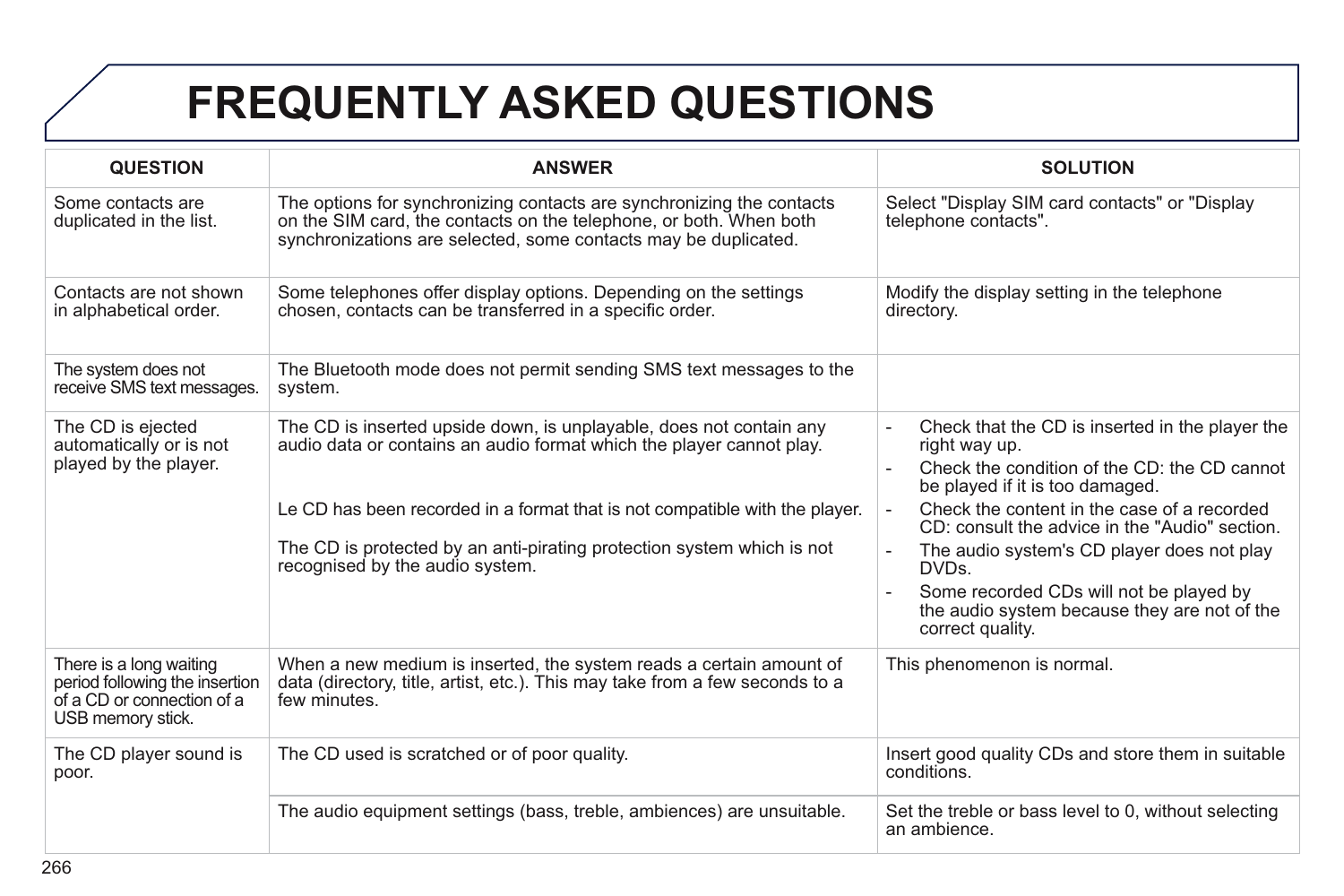# FREQUENTLY ASKED QUESTIONS

| QUESTION | ANSWER | SOLUTION |
|---|---|---|
| Some contacts are duplicated in the list. | The options for synchronizing contacts are synchronizing the contacts on the SIM card, the contacts on the telephone, or both. When both synchronizations are selected, some contacts may be duplicated. | Select "Display SIM card contacts" or "Display telephone contacts". |
| Contacts are not shown in alphabetical order. | Some telephones offer display options. Depending on the settings chosen, contacts can be transferred in a specific order. | Modify the display setting in the telephone directory. |
| The system does not receive SMS text messages. | The Bluetooth mode does not permit sending SMS text messages to the system. | |
| The CD is ejected automatically or is not played by the player. | The CD is inserted upside down, is unplayable, does not contain any audio data or contains an audio format which the player cannot play.<br><br>Le CD has been recorded in a format that is not compatible with the player.<br><br>The CD is protected by an anti-pirating protection system which is not recognised by the audio system. | - Check that the CD is inserted in the player the right way up.<br>- Check the condition of the CD: the CD cannot be played if it is too damaged.<br>- Check the content in the case of a recorded CD: consult the advice in the "Audio" section.<br>- The audio system's CD player does not play DVDs.<br>- Some recorded CDs will not be played by the audio system because they are not of the correct quality. |
| There is a long waiting period following the insertion of a CD or connection of a USB memory stick. | When a new medium is inserted, the system reads a certain amount of data (directory, title, artist, etc.). This may take from a few seconds to a few minutes. | This phenomenon is normal. |
| The CD player sound is poor. | The CD used is scratched or of poor quality. | Insert good quality CDs and store them in suitable conditions. |
| | The audio equipment settings (bass, treble, ambiences) are unsuitable. | Set the treble or bass level to 0, without selecting an ambience. |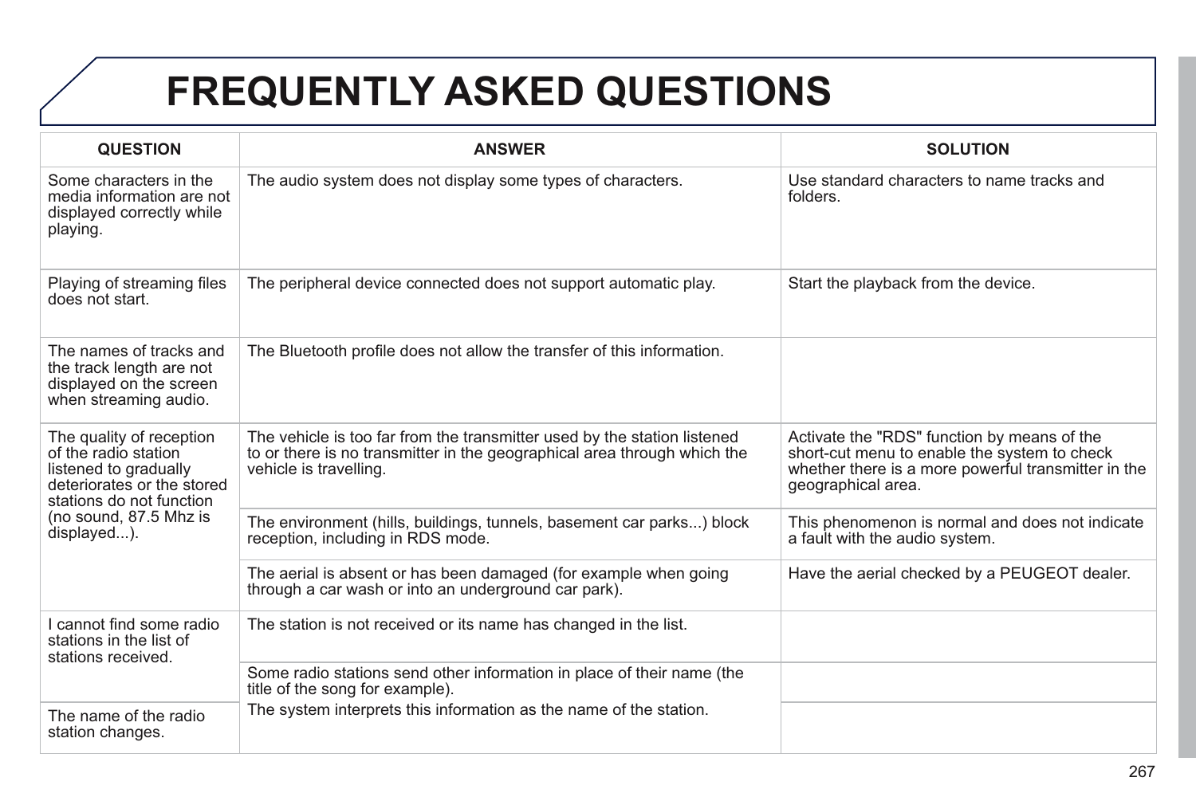# FREQUENTLY ASKED QUESTIONS

| QUESTION | ANSWER | SOLUTION |
|---|---|---|
| Some characters in the media information are not displayed correctly while playing. | The audio system does not display some types of characters. | Use standard characters to name tracks and folders. |
| Playing of streaming files does not start. | The peripheral device connected does not support automatic play. | Start the playback from the device. |
| The names of tracks and the track length are not displayed on the screen when streaming audio. | The Bluetooth profile does not allow the transfer of this information. | |
| The quality of reception of the radio station listened to gradually deteriorates or the stored stations do not function (no sound, 87.5 Mhz is displayed...). | The vehicle is too far from the transmitter used by the station listened to or there is no transmitter in the geographical area through which the vehicle is travelling. | Activate the "RDS" function by means of the short-cut menu to enable the system to check whether there is a more powerful transmitter in the geographical area. |
| | The environment (hills, buildings, tunnels, basement car parks...) block reception, including in RDS mode. | This phenomenon is normal and does not indicate a fault with the audio system. |
| | The aerial is absent or has been damaged (for example when going through a car wash or into an underground car park). | Have the aerial checked by a PEUGEOT dealer. |
| I cannot find some radio stations in the list of stations received. | The station is not received or its name has changed in the list. | |
| | Some radio stations send other information in place of their name (the title of the song for example).<br>The system interprets this information as the name of the station. | |
| The name of the radio station changes. | | |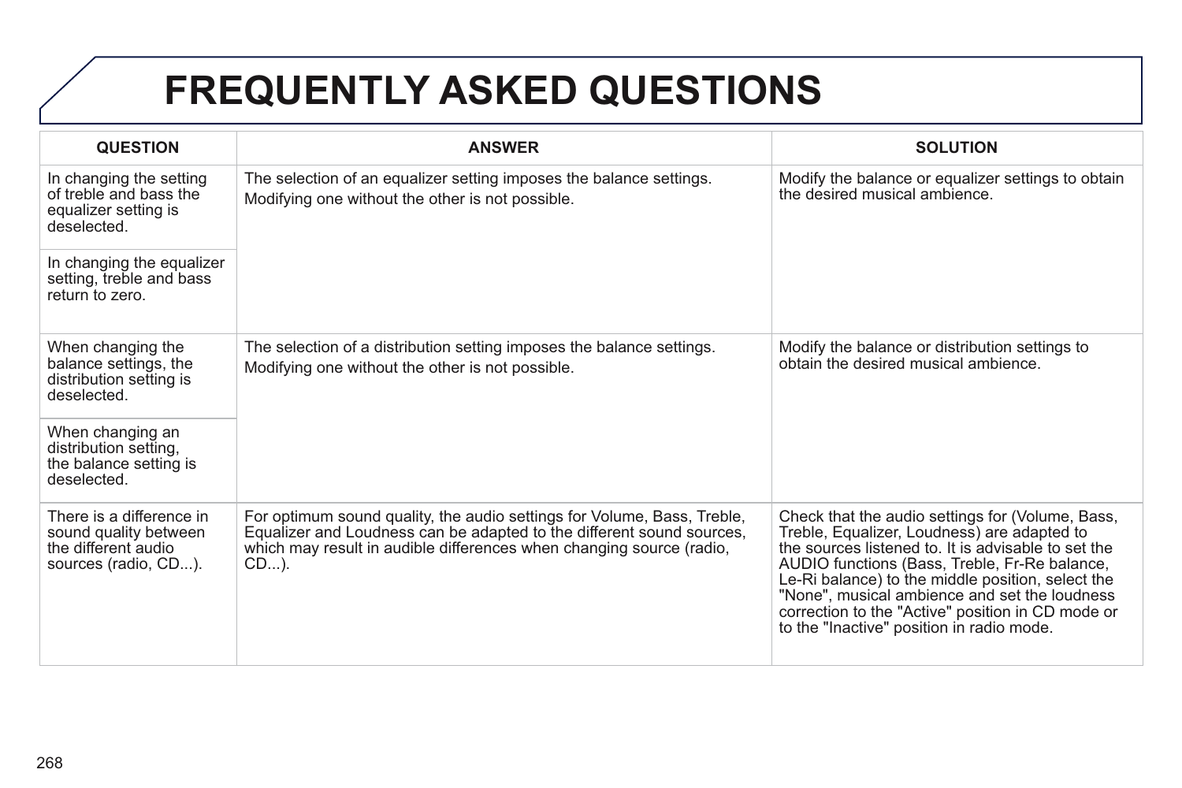# FREQUENTLY ASKED QUESTIONS

| QUESTION | ANSWER | SOLUTION |
| --- | --- | --- |
| In changing the setting of treble and bass the equalizer setting is deselected. | The selection of an equalizer setting imposes the balance settings. Modifying one without the other is not possible. | Modify the balance or equalizer settings to obtain the desired musical ambience. |
| In changing the equalizer setting, treble and bass return to zero. | | |
| When changing the balance settings, the distribution setting is deselected. | The selection of a distribution setting imposes the balance settings. Modifying one without the other is not possible. | Modify the balance or distribution settings to obtain the desired musical ambience. |
| When changing an distribution setting, the balance setting is deselected. | | |
| There is a difference in sound quality between the different audio sources (radio, CD...). | For optimum sound quality, the audio settings for Volume, Bass, Treble, Equalizer and Loudness can be adapted to the different sound sources, which may result in audible differences when changing source (radio, CD...). | Check that the audio settings for (Volume, Bass, Treble, Equalizer, Loudness) are adapted to the sources listened to. It is advisable to set the AUDIO functions (Bass, Treble, Fr-Re balance, Le-Ri balance) to the middle position, select the "None", musical ambience and set the loudness correction to the "Active" position in CD mode or to the "Inactive" position in radio mode. |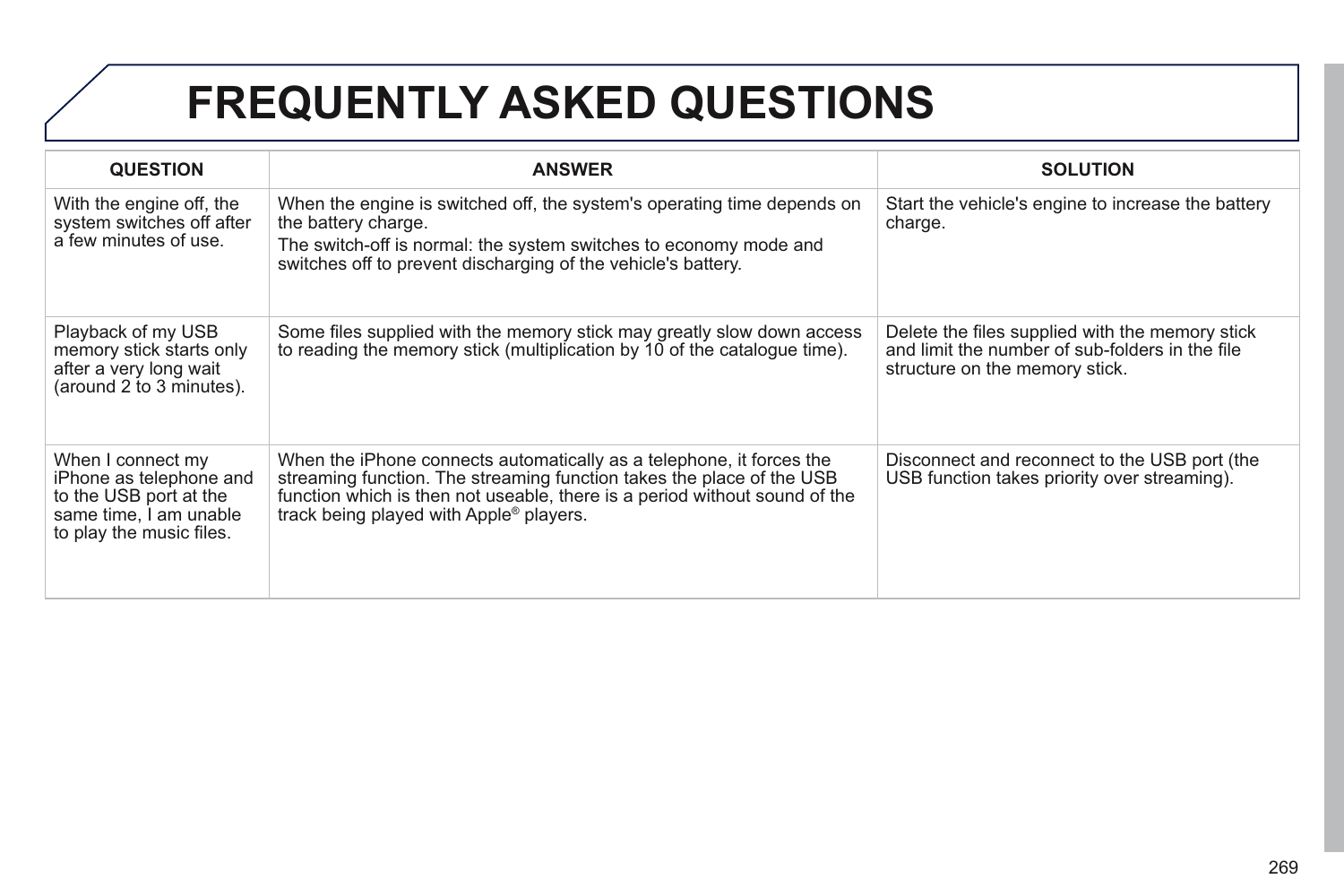# FREQUENTLY ASKED QUESTIONS

| QUESTION | ANSWER | SOLUTION |
|---|---|---|
| With the engine off, the system switches off after a few minutes of use. | When the engine is switched off, the system's operating time depends on the battery charge.<br>The switch-off is normal: the system switches to economy mode and switches off to prevent discharging of the vehicle's battery. | Start the vehicle's engine to increase the battery charge. |
| Playback of my USB memory stick starts only after a very long wait (around 2 to 3 minutes). | Some files supplied with the memory stick may greatly slow down access to reading the memory stick (multiplication by 10 of the catalogue time). | Delete the files supplied with the memory stick and limit the number of sub-folders in the file structure on the memory stick. |
| When I connect my iPhone as telephone and to the USB port at the same time, I am unable to play the music files. | When the iPhone connects automatically as a telephone, it forces the streaming function. The streaming function takes the place of the USB function which is then not useable, there is a period without sound of the track being played with Apple® players. | Disconnect and reconnect to the USB port (the USB function takes priority over streaming). |